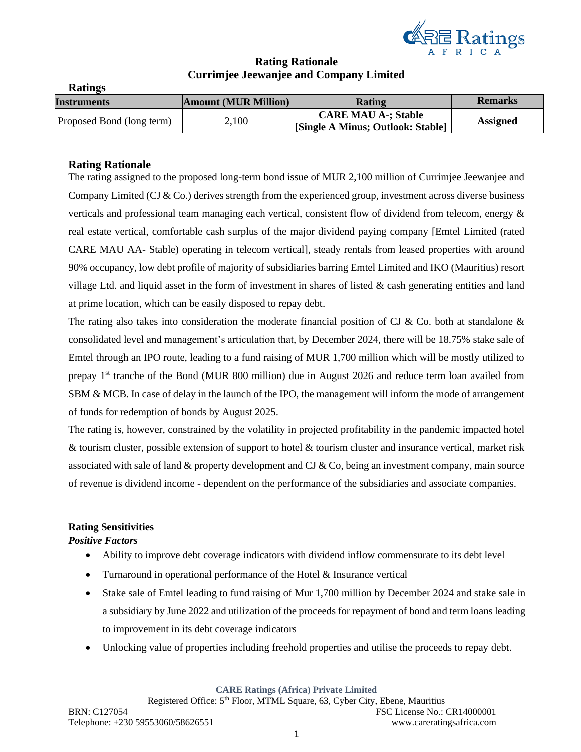# Rating Rationale

## Currimjee Jeewanjee and Company Limited

**Ratings**

| Instruments | Amount (MUR Million) | Rating | Remarks |
|---|---|---|---|
| Proposed Bond (long term) | 2,100 | **CARE MAU A-; Stable [Single A Minus; Outlook: Stable]** | **Assigned** |

### Rating Rationale

The rating assigned to the proposed long-term bond issue of MUR 2,100 million of Currimjee Jeewanjee and Company Limited (CJ & Co.) derives strength from the experienced group, investment across diverse business verticals and professional team managing each vertical, consistent flow of dividend from telecom, energy & real estate vertical, comfortable cash surplus of the major dividend paying company [Emtel Limited (rated CARE MAU AA- Stable) operating in telecom vertical], steady rentals from leased properties with around 90% occupancy, low debt profile of majority of subsidiaries barring Emtel Limited and IKO (Mauritius) resort village Ltd. and liquid asset in the form of investment in shares of listed & cash generating entities and land at prime location, which can be easily disposed to repay debt.

The rating also takes into consideration the moderate financial position of CJ & Co. both at standalone & consolidated level and management's articulation that, by December 2024, there will be 18.75% stake sale of Emtel through an IPO route, leading to a fund raising of MUR 1,700 million which will be mostly utilized to prepay 1st tranche of the Bond (MUR 800 million) due in August 2026 and reduce term loan availed from SBM & MCB. In case of delay in the launch of the IPO, the management will inform the mode of arrangement of funds for redemption of bonds by August 2025.

The rating is, however, constrained by the volatility in projected profitability in the pandemic impacted hotel & tourism cluster, possible extension of support to hotel & tourism cluster and insurance vertical, market risk associated with sale of land & property development and CJ & Co, being an investment company, main source of revenue is dividend income - dependent on the performance of the subsidiaries and associate companies.

### Rating Sensitivities

***Positive Factors***

- Ability to improve debt coverage indicators with dividend inflow commensurate to its debt level
- Turnaround in operational performance of the Hotel & Insurance vertical
- Stake sale of Emtel leading to fund raising of Mur 1,700 million by December 2024 and stake sale in a subsidiary by June 2022 and utilization of the proceeds for repayment of bond and term loans leading to improvement in its debt coverage indicators
- Unlocking value of properties including freehold properties and utilise the proceeds to repay debt.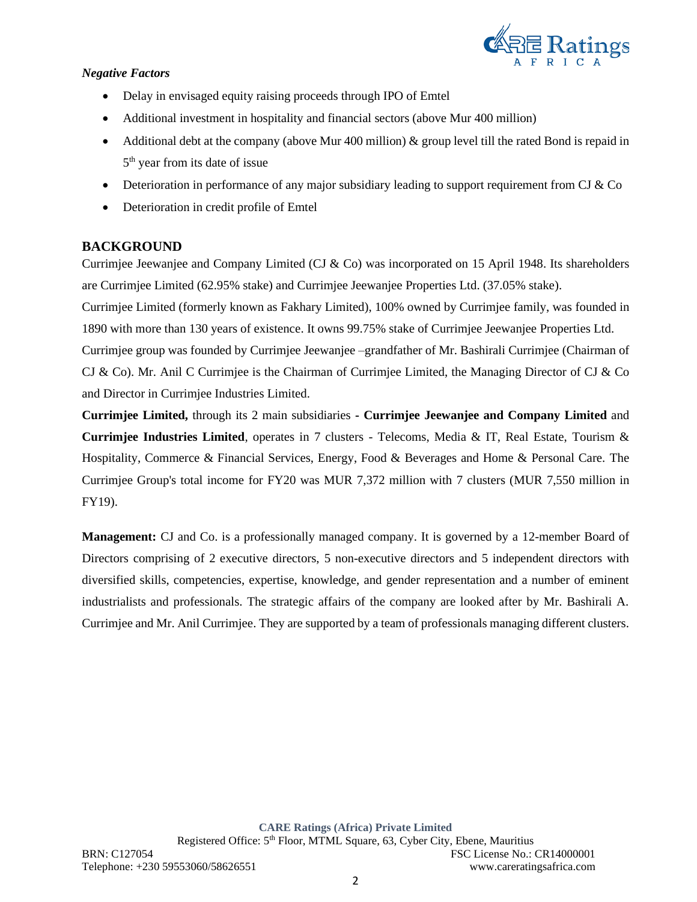*Negative Factors*

- Delay in envisaged equity raising proceeds through IPO of Emtel
- Additional investment in hospitality and financial sectors (above Mur 400 million)
- Additional debt at the company (above Mur 400 million) & group level till the rated Bond is repaid in 5th year from its date of issue
- Deterioration in performance of any major subsidiary leading to support requirement from CJ & Co
- Deterioration in credit profile of Emtel

## BACKGROUND

Currimjee Jeewanjee and Company Limited (CJ & Co) was incorporated on 15 April 1948. Its shareholders are Currimjee Limited (62.95% stake) and Currimjee Jeewanjee Properties Ltd. (37.05% stake).

Currimjee Limited (formerly known as Fakhary Limited), 100% owned by Currimjee family, was founded in 1890 with more than 130 years of existence. It owns 99.75% stake of Currimjee Jeewanjee Properties Ltd.

Currimjee group was founded by Currimjee Jeewanjee –grandfather of Mr. Bashirali Currimjee (Chairman of CJ & Co). Mr. Anil C Currimjee is the Chairman of Currimjee Limited, the Managing Director of CJ & Co and Director in Currimjee Industries Limited.

**Currimjee Limited,** through its 2 main subsidiaries **- Currimjee Jeewanjee and Company Limited** and **Currimjee Industries Limited**, operates in 7 clusters - Telecoms, Media & IT, Real Estate, Tourism & Hospitality, Commerce & Financial Services, Energy, Food & Beverages and Home & Personal Care. The Currimjee Group's total income for FY20 was MUR 7,372 million with 7 clusters (MUR 7,550 million in FY19).

**Management:** CJ and Co. is a professionally managed company. It is governed by a 12-member Board of Directors comprising of 2 executive directors, 5 non-executive directors and 5 independent directors with diversified skills, competencies, expertise, knowledge, and gender representation and a number of eminent industrialists and professionals. The strategic affairs of the company are looked after by Mr. Bashirali A. Currimjee and Mr. Anil Currimjee. They are supported by a team of professionals managing different clusters.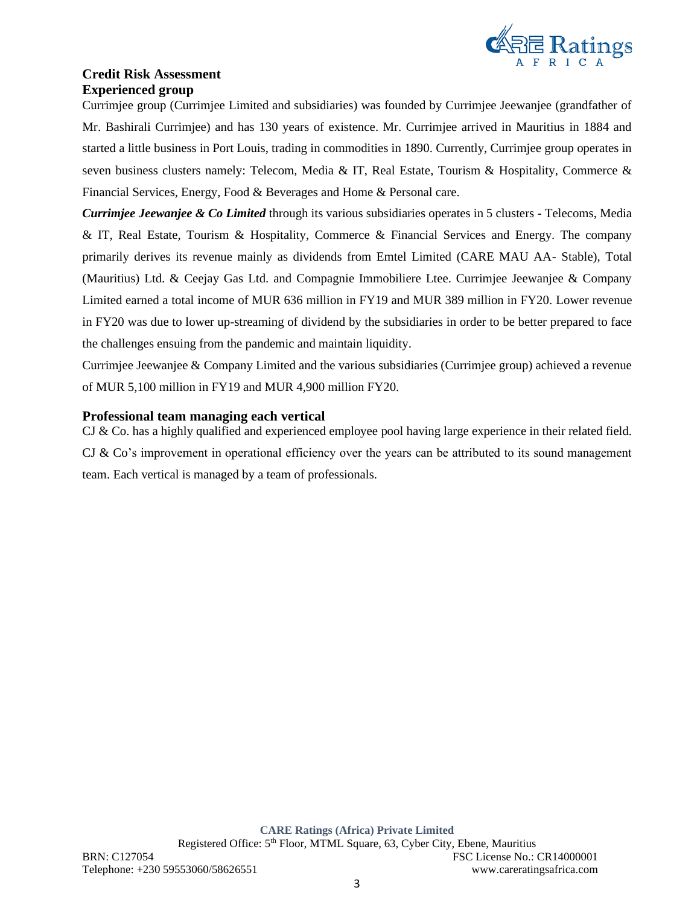## Credit Risk Assessment

### Experienced group

Currimjee group (Currimjee Limited and subsidiaries) was founded by Currimjee Jeewanjee (grandfather of Mr. Bashirali Currimjee) and has 130 years of existence. Mr. Currimjee arrived in Mauritius in 1884 and started a little business in Port Louis, trading in commodities in 1890. Currently, Currimjee group operates in seven business clusters namely: Telecom, Media & IT, Real Estate, Tourism & Hospitality, Commerce & Financial Services, Energy, Food & Beverages and Home & Personal care.

***Currimjee Jeewanjee & Co Limited*** through its various subsidiaries operates in 5 clusters - Telecoms, Media & IT, Real Estate, Tourism & Hospitality, Commerce & Financial Services and Energy. The company primarily derives its revenue mainly as dividends from Emtel Limited (CARE MAU AA- Stable), Total (Mauritius) Ltd. & Ceejay Gas Ltd. and Compagnie Immobiliere Ltee. Currimjee Jeewanjee & Company Limited earned a total income of MUR 636 million in FY19 and MUR 389 million in FY20. Lower revenue in FY20 was due to lower up-streaming of dividend by the subsidiaries in order to be better prepared to face the challenges ensuing from the pandemic and maintain liquidity.

Currimjee Jeewanjee & Company Limited and the various subsidiaries (Currimjee group) achieved a revenue of MUR 5,100 million in FY19 and MUR 4,900 million FY20.

### Professional team managing each vertical

CJ & Co. has a highly qualified and experienced employee pool having large experience in their related field. CJ & Co's improvement in operational efficiency over the years can be attributed to its sound management team. Each vertical is managed by a team of professionals.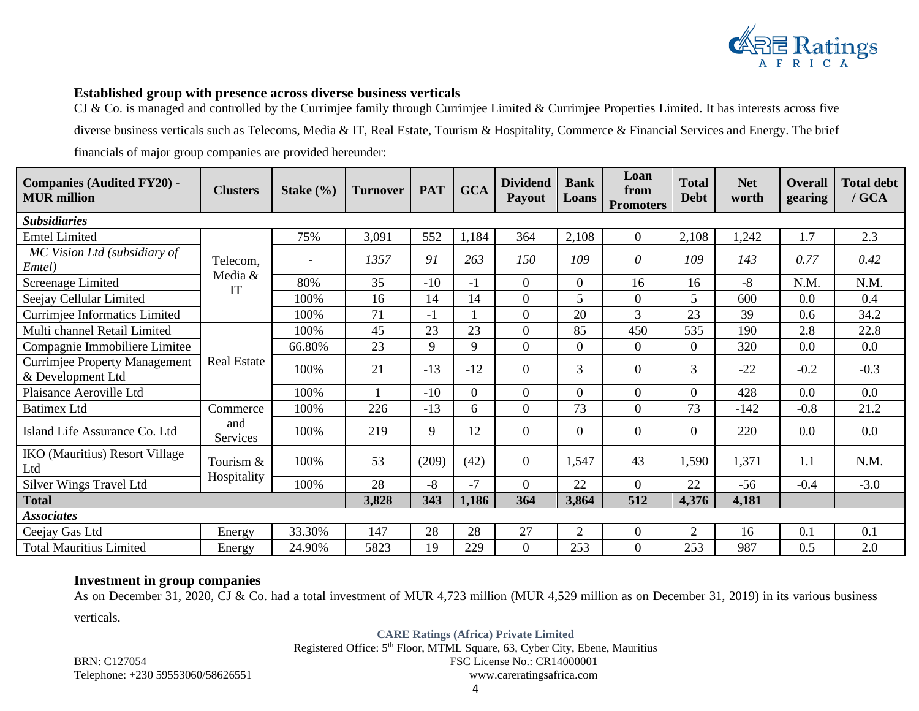### Established group with presence across diverse business verticals

CJ & Co. is managed and controlled by the Currimjee family through Currimjee Limited & Currimjee Properties Limited. It has interests across five diverse business verticals such as Telecoms, Media & IT, Real Estate, Tourism & Hospitality, Commerce & Financial Services and Energy. The brief financials of major group companies are provided hereunder:

| Companies (Audited FY20) - MUR million | Clusters | Stake (%) | Turnover | PAT | GCA | Dividend Payout | Bank Loans | Loan from Promoters | Total Debt | Net worth | Overall gearing | Total debt / GCA |
|---|---|---|---|---|---|---|---|---|---|---|---|---|
| ***Subsidiaries*** | | | | | | | | | | | | |
| Emtel Limited | Telecom, Media & IT | 75% | 3,091 | 552 | 1,184 | 364 | 2,108 | 0 | 2,108 | 1,242 | 1.7 | 2.3 |
| *MC Vision Ltd (subsidiary of Emtel)* | | - | *1357* | *91* | *263* | *150* | *109* | *0* | *109* | *143* | *0.77* | *0.42* |
| Screenage Limited | | 80% | 35 | -10 | -1 | 0 | 0 | 16 | 16 | -8 | N.M. | N.M. |
| Seejay Cellular Limited | | 100% | 16 | 14 | 14 | 0 | 5 | 0 | 5 | 600 | 0.0 | 0.4 |
| Currimjee Informatics Limited | | 100% | 71 | -1 | 1 | 0 | 20 | 3 | 23 | 39 | 0.6 | 34.2 |
| Multi channel Retail Limited | Real Estate | 100% | 45 | 23 | 23 | 0 | 85 | 450 | 535 | 190 | 2.8 | 22.8 |
| Compagnie Immobiliere Limitee | | 66.80% | 23 | 9 | 9 | 0 | 0 | 0 | 0 | 320 | 0.0 | 0.0 |
| Currimjee Property Management & Development Ltd | | 100% | 21 | -13 | -12 | 0 | 3 | 0 | 3 | -22 | -0.2 | -0.3 |
| Plaisance Aeroville Ltd | | 100% | 1 | -10 | 0 | 0 | 0 | 0 | 0 | 428 | 0.0 | 0.0 |
| Batimex Ltd | Commerce and Services | 100% | 226 | -13 | 6 | 0 | 73 | 0 | 73 | -142 | -0.8 | 21.2 |
| Island Life Assurance Co. Ltd | | 100% | 219 | 9 | 12 | 0 | 0 | 0 | 0 | 220 | 0.0 | 0.0 |
| IKO (Mauritius) Resort Village Ltd | Tourism & Hospitality | 100% | 53 | (209) | (42) | 0 | 1,547 | 43 | 1,590 | 1,371 | 1.1 | N.M. |
| Silver Wings Travel Ltd | | 100% | 28 | -8 | -7 | 0 | 22 | 0 | 22 | -56 | -0.4 | -3.0 |
| **Total** | | | **3,828** | **343** | **1,186** | **364** | **3,864** | **512** | **4,376** | **4,181** | | |
| ***Associates*** | | | | | | | | | | | | |
| Ceejay Gas Ltd | Energy | 33.30% | 147 | 28 | 28 | 27 | 2 | 0 | 2 | 16 | 0.1 | 0.1 |
| Total Mauritius Limited | Energy | 24.90% | 5823 | 19 | 229 | 0 | 253 | 0 | 253 | 987 | 0.5 | 2.0 |

### Investment in group companies

As on December 31, 2020, CJ & Co. had a total investment of MUR 4,723 million (MUR 4,529 million as on December 31, 2019) in its various business verticals.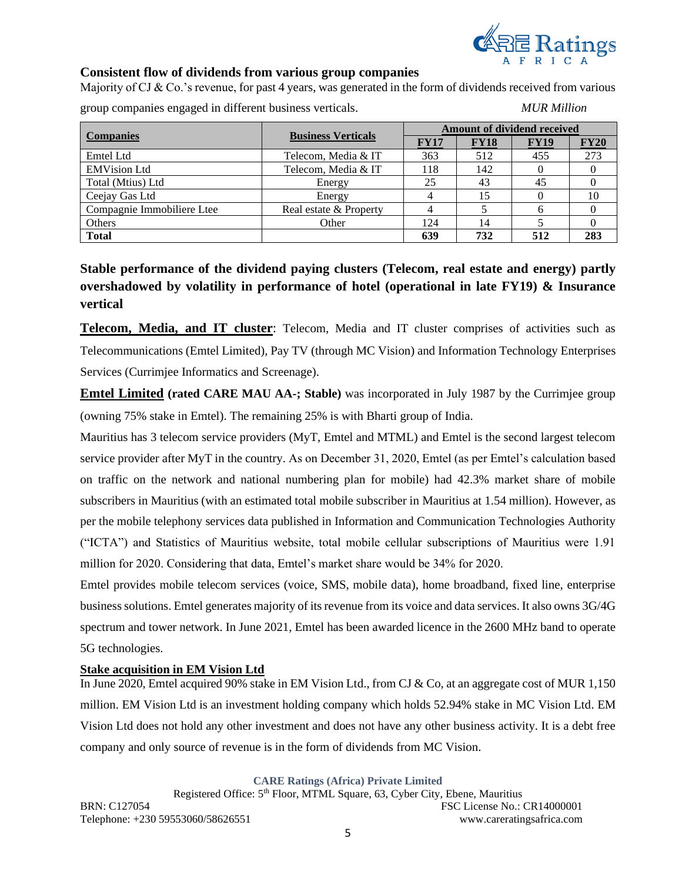### Consistent flow of dividends from various group companies

Majority of CJ & Co.'s revenue, for past 4 years, was generated in the form of dividends received from various group companies engaged in different business verticals. *MUR Million*

| Companies | Business Verticals | Amount of dividend received | | | |
|---|---|---|---|---|---|
| | | FY17 | FY18 | FY19 | FY20 |
| Emtel Ltd | Telecom, Media & IT | 363 | 512 | 455 | 273 |
| EMVision Ltd | Telecom, Media & IT | 118 | 142 | 0 | 0 |
| Total (Mtius) Ltd | Energy | 25 | 43 | 45 | 0 |
| Ceejay Gas Ltd | Energy | 4 | 15 | 0 | 10 |
| Compagnie Immobiliere Ltee | Real estate & Property | 4 | 5 | 6 | 0 |
| Others | Other | 124 | 14 | 5 | 0 |
| **Total** | | **639** | **732** | **512** | **283** |

### Stable performance of the dividend paying clusters (Telecom, real estate and energy) partly overshadowed by volatility in performance of hotel (operational in late FY19) & Insurance vertical

**Telecom, Media, and IT cluster**: Telecom, Media and IT cluster comprises of activities such as Telecommunications (Emtel Limited), Pay TV (through MC Vision) and Information Technology Enterprises Services (Currimjee Informatics and Screenage).

**Emtel Limited (rated CARE MAU AA-; Stable)** was incorporated in July 1987 by the Currimjee group (owning 75% stake in Emtel). The remaining 25% is with Bharti group of India.

Mauritius has 3 telecom service providers (MyT, Emtel and MTML) and Emtel is the second largest telecom service provider after MyT in the country. As on December 31, 2020, Emtel (as per Emtel's calculation based on traffic on the network and national numbering plan for mobile) had 42.3% market share of mobile subscribers in Mauritius (with an estimated total mobile subscriber in Mauritius at 1.54 million). However, as per the mobile telephony services data published in Information and Communication Technologies Authority ("ICTA") and Statistics of Mauritius website, total mobile cellular subscriptions of Mauritius were 1.91 million for 2020. Considering that data, Emtel's market share would be 34% for 2020.

Emtel provides mobile telecom services (voice, SMS, mobile data), home broadband, fixed line, enterprise business solutions. Emtel generates majority of its revenue from its voice and data services. It also owns 3G/4G spectrum and tower network. In June 2021, Emtel has been awarded licence in the 2600 MHz band to operate 5G technologies.

**Stake acquisition in EM Vision Ltd**

In June 2020, Emtel acquired 90% stake in EM Vision Ltd., from CJ & Co, at an aggregate cost of MUR 1,150 million. EM Vision Ltd is an investment holding company which holds 52.94% stake in MC Vision Ltd. EM Vision Ltd does not hold any other investment and does not have any other business activity. It is a debt free company and only source of revenue is in the form of dividends from MC Vision.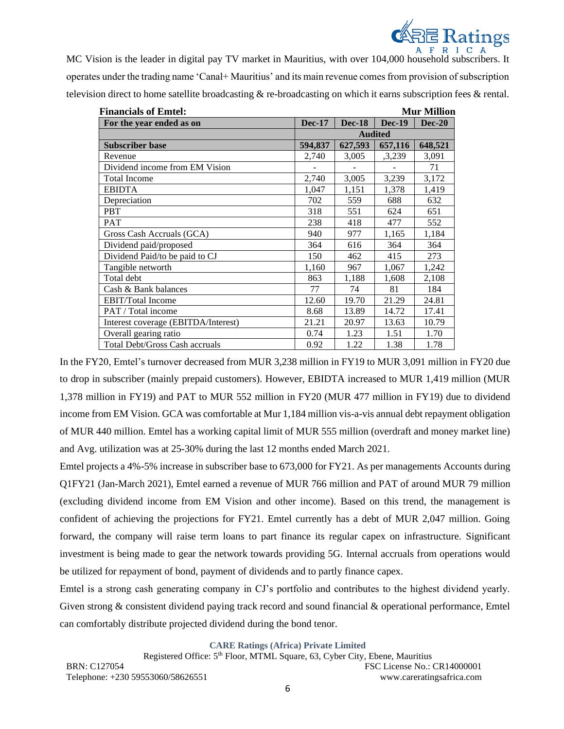MC Vision is the leader in digital pay TV market in Mauritius, with over 104,000 household subscribers. It operates under the trading name 'Canal+ Mauritius' and its main revenue comes from provision of subscription television direct to home satellite broadcasting & re-broadcasting on which it earns subscription fees & rental.

**Financials of Emtel:** **Mur Million**

| For the year ended as on | Dec-17 | Dec-18 | Dec-19 | Dec-20 |
|---|---|---|---|---|
| | Audited | | | |
| **Subscriber base** | **594,837** | **627,593** | **657,116** | **648,521** |
| Revenue | 2,740 | 3,005 | ,3,239 | 3,091 |
| Dividend income from EM Vision | - | - | - | 71 |
| Total Income | 2,740 | 3,005 | 3,239 | 3,172 |
| EBIDTA | 1,047 | 1,151 | 1,378 | 1,419 |
| Depreciation | 702 | 559 | 688 | 632 |
| PBT | 318 | 551 | 624 | 651 |
| PAT | 238 | 418 | 477 | 552 |
| Gross Cash Accruals (GCA) | 940 | 977 | 1,165 | 1,184 |
| Dividend paid/proposed | 364 | 616 | 364 | 364 |
| Dividend Paid/to be paid to CJ | 150 | 462 | 415 | 273 |
| Tangible networth | 1,160 | 967 | 1,067 | 1,242 |
| Total debt | 863 | 1,188 | 1,608 | 2,108 |
| Cash & Bank balances | 77 | 74 | 81 | 184 |
| EBIT/Total Income | 12.60 | 19.70 | 21.29 | 24.81 |
| PAT / Total income | 8.68 | 13.89 | 14.72 | 17.41 |
| Interest coverage (EBITDA/Interest) | 21.21 | 20.97 | 13.63 | 10.79 |
| Overall gearing ratio | 0.74 | 1.23 | 1.51 | 1.70 |
| Total Debt/Gross Cash accruals | 0.92 | 1.22 | 1.38 | 1.78 |

In the FY20, Emtel's turnover decreased from MUR 3,238 million in FY19 to MUR 3,091 million in FY20 due to drop in subscriber (mainly prepaid customers). However, EBIDTA increased to MUR 1,419 million (MUR 1,378 million in FY19) and PAT to MUR 552 million in FY20 (MUR 477 million in FY19) due to dividend income from EM Vision. GCA was comfortable at Mur 1,184 million vis-a-vis annual debt repayment obligation of MUR 440 million. Emtel has a working capital limit of MUR 555 million (overdraft and money market line) and Avg. utilization was at 25-30% during the last 12 months ended March 2021.

Emtel projects a 4%-5% increase in subscriber base to 673,000 for FY21. As per managements Accounts during Q1FY21 (Jan-March 2021), Emtel earned a revenue of MUR 766 million and PAT of around MUR 79 million (excluding dividend income from EM Vision and other income). Based on this trend, the management is confident of achieving the projections for FY21. Emtel currently has a debt of MUR 2,047 million. Going forward, the company will raise term loans to part finance its regular capex on infrastructure. Significant investment is being made to gear the network towards providing 5G. Internal accruals from operations would be utilized for repayment of bond, payment of dividends and to partly finance capex.

Emtel is a strong cash generating company in CJ's portfolio and contributes to the highest dividend yearly. Given strong & consistent dividend paying track record and sound financial & operational performance, Emtel can comfortably distribute projected dividend during the bond tenor.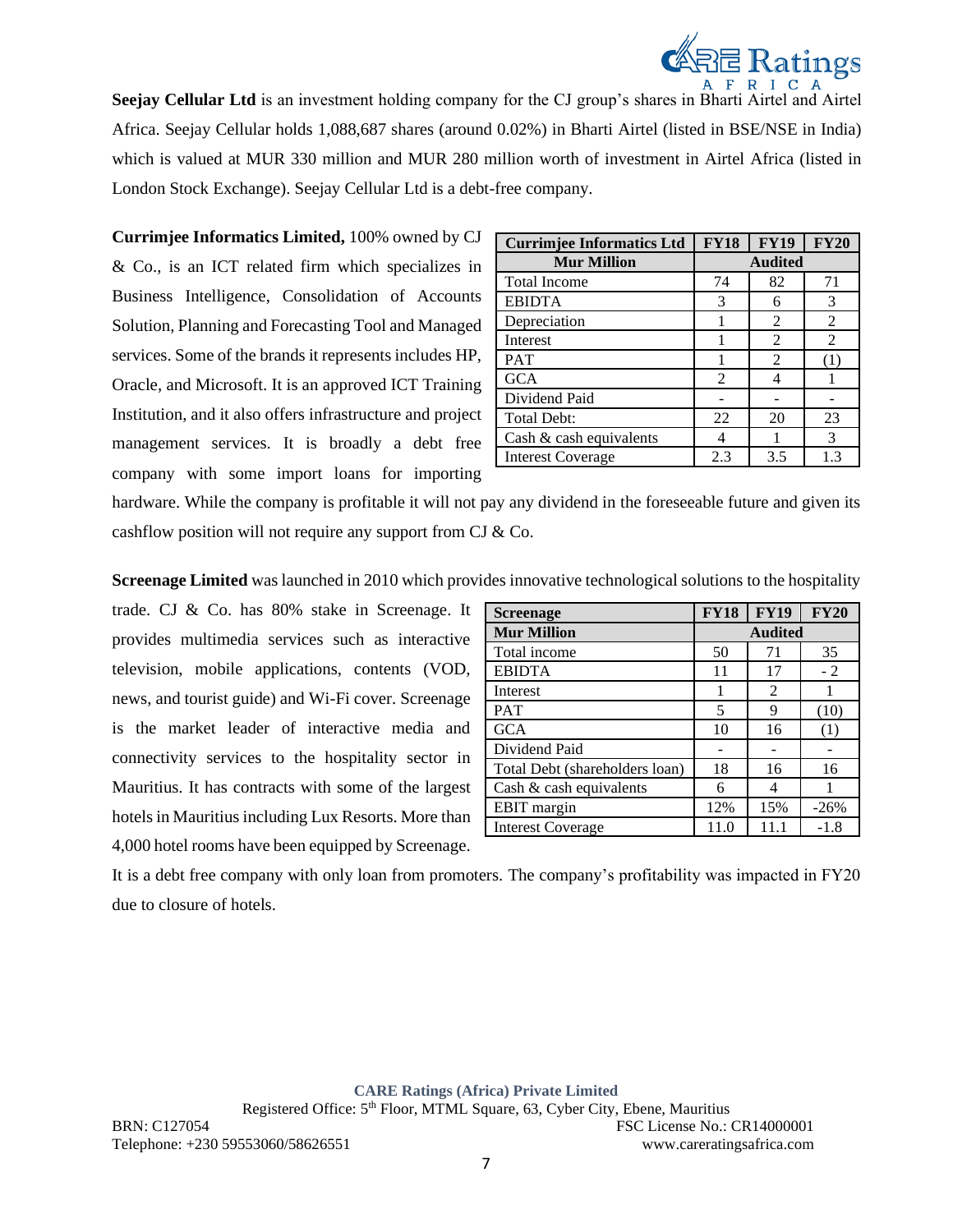**Seejay Cellular Ltd** is an investment holding company for the CJ group's shares in Bharti Airtel and Airtel Africa. Seejay Cellular holds 1,088,687 shares (around 0.02%) in Bharti Airtel (listed in BSE/NSE in India) which is valued at MUR 330 million and MUR 280 million worth of investment in Airtel Africa (listed in London Stock Exchange). Seejay Cellular Ltd is a debt-free company.

**Currimjee Informatics Limited,** 100% owned by CJ & Co., is an ICT related firm which specializes in Business Intelligence, Consolidation of Accounts Solution, Planning and Forecasting Tool and Managed services. Some of the brands it represents includes HP, Oracle, and Microsoft. It is an approved ICT Training Institution, and it also offers infrastructure and project management services. It is broadly a debt free company with some import loans for importing hardware. While the company is profitable it will not pay any dividend in the foreseeable future and given its cashflow position will not require any support from CJ & Co.

| Currimjee Informatics Ltd | FY18 | FY19 | FY20 |
|---|---|---|---|
| Mur Million | Audited | | |
| Total Income | 74 | 82 | 71 |
| EBIDTA | 3 | 6 | 3 |
| Depreciation | 1 | 2 | 2 |
| Interest | 1 | 2 | 2 |
| PAT | 1 | 2 | (1) |
| GCA | 2 | 4 | 1 |
| Dividend Paid | - | - | - |
| Total Debt: | 22 | 20 | 23 |
| Cash & cash equivalents | 4 | 1 | 3 |
| Interest Coverage | 2.3 | 3.5 | 1.3 |

**Screenage Limited** was launched in 2010 which provides innovative technological solutions to the hospitality trade. CJ & Co. has 80% stake in Screenage. It provides multimedia services such as interactive television, mobile applications, contents (VOD, news, and tourist guide) and Wi-Fi cover. Screenage is the market leader of interactive media and connectivity services to the hospitality sector in Mauritius. It has contracts with some of the largest hotels in Mauritius including Lux Resorts. More than 4,000 hotel rooms have been equipped by Screenage. It is a debt free company with only loan from promoters. The company's profitability was impacted in FY20 due to closure of hotels.

| Screenage | FY18 | FY19 | FY20 |
|---|---|---|---|
| Mur Million | Audited | | |
| Total income | 50 | 71 | 35 |
| EBIDTA | 11 | 17 | - 2 |
| Interest | 1 | 2 | 1 |
| PAT | 5 | 9 | (10) |
| GCA | 10 | 16 | (1) |
| Dividend Paid | - | - | - |
| Total Debt (shareholders loan) | 18 | 16 | 16 |
| Cash & cash equivalents | 6 | 4 | 1 |
| EBIT margin | 12% | 15% | -26% |
| Interest Coverage | 11.0 | 11.1 | -1.8 |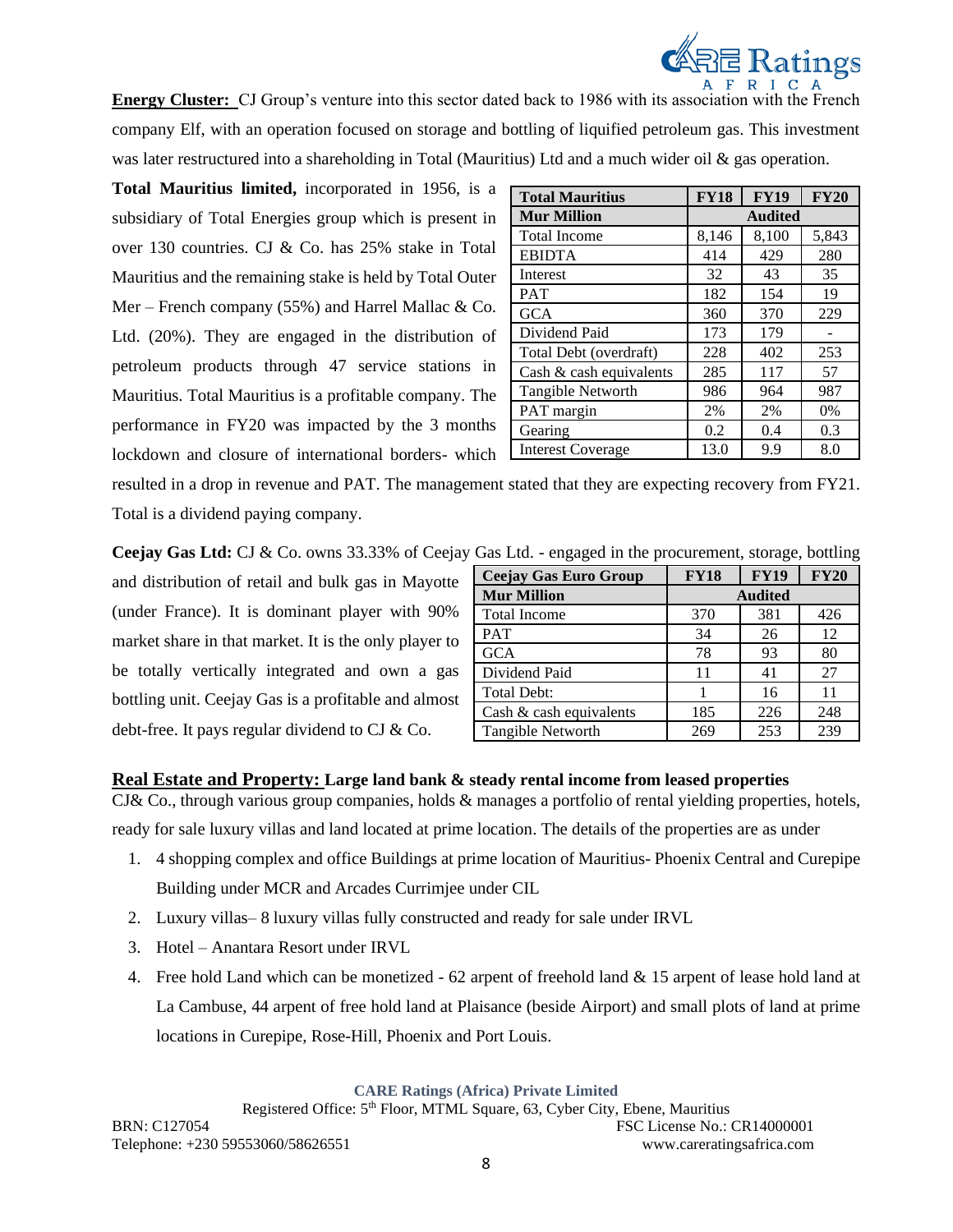**Energy Cluster:** CJ Group's venture into this sector dated back to 1986 with its association with the French company Elf, with an operation focused on storage and bottling of liquified petroleum gas. This investment was later restructured into a shareholding in Total (Mauritius) Ltd and a much wider oil & gas operation.

**Total Mauritius limited,** incorporated in 1956, is a subsidiary of Total Energies group which is present in over 130 countries. CJ & Co. has 25% stake in Total Mauritius and the remaining stake is held by Total Outer Mer – French company (55%) and Harrel Mallac & Co. Ltd. (20%). They are engaged in the distribution of petroleum products through 47 service stations in Mauritius. Total Mauritius is a profitable company. The performance in FY20 was impacted by the 3 months lockdown and closure of international borders- which resulted in a drop in revenue and PAT. The management stated that they are expecting recovery from FY21. Total is a dividend paying company.

| Total Mauritius | FY18 | FY19 | FY20 |
|---|---|---|---|
| Mur Million | Audited | | |
| Total Income | 8,146 | 8,100 | 5,843 |
| EBIDTA | 414 | 429 | 280 |
| Interest | 32 | 43 | 35 |
| PAT | 182 | 154 | 19 |
| GCA | 360 | 370 | 229 |
| Dividend Paid | 173 | 179 | - |
| Total Debt (overdraft) | 228 | 402 | 253 |
| Cash & cash equivalents | 285 | 117 | 57 |
| Tangible Networth | 986 | 964 | 987 |
| PAT margin | 2% | 2% | 0% |
| Gearing | 0.2 | 0.4 | 0.3 |
| Interest Coverage | 13.0 | 9.9 | 8.0 |

**Ceejay Gas Ltd:** CJ & Co. owns 33.33% of Ceejay Gas Ltd. - engaged in the procurement, storage, bottling and distribution of retail and bulk gas in Mayotte (under France). It is dominant player with 90% market share in that market. It is the only player to be totally vertically integrated and own a gas bottling unit. Ceejay Gas is a profitable and almost debt-free. It pays regular dividend to CJ & Co.

| Ceejay Gas Euro Group | FY18 | FY19 | FY20 |
|---|---|---|---|
| Mur Million | Audited | | |
| Total Income | 370 | 381 | 426 |
| PAT | 34 | 26 | 12 |
| GCA | 78 | 93 | 80 |
| Dividend Paid | 11 | 41 | 27 |
| Total Debt: | 1 | 16 | 11 |
| Cash & cash equivalents | 185 | 226 | 248 |
| Tangible Networth | 269 | 253 | 239 |

**Real Estate and Property: Large land bank & steady rental income from leased properties**

CJ& Co., through various group companies, holds & manages a portfolio of rental yielding properties, hotels, ready for sale luxury villas and land located at prime location. The details of the properties are as under

1. 4 shopping complex and office Buildings at prime location of Mauritius- Phoenix Central and Curepipe Building under MCR and Arcades Currimjee under CIL
2. Luxury villas– 8 luxury villas fully constructed and ready for sale under IRVL
3. Hotel – Anantara Resort under IRVL
4. Free hold Land which can be monetized - 62 arpent of freehold land & 15 arpent of lease hold land at La Cambuse, 44 arpent of free hold land at Plaisance (beside Airport) and small plots of land at prime locations in Curepipe, Rose-Hill, Phoenix and Port Louis.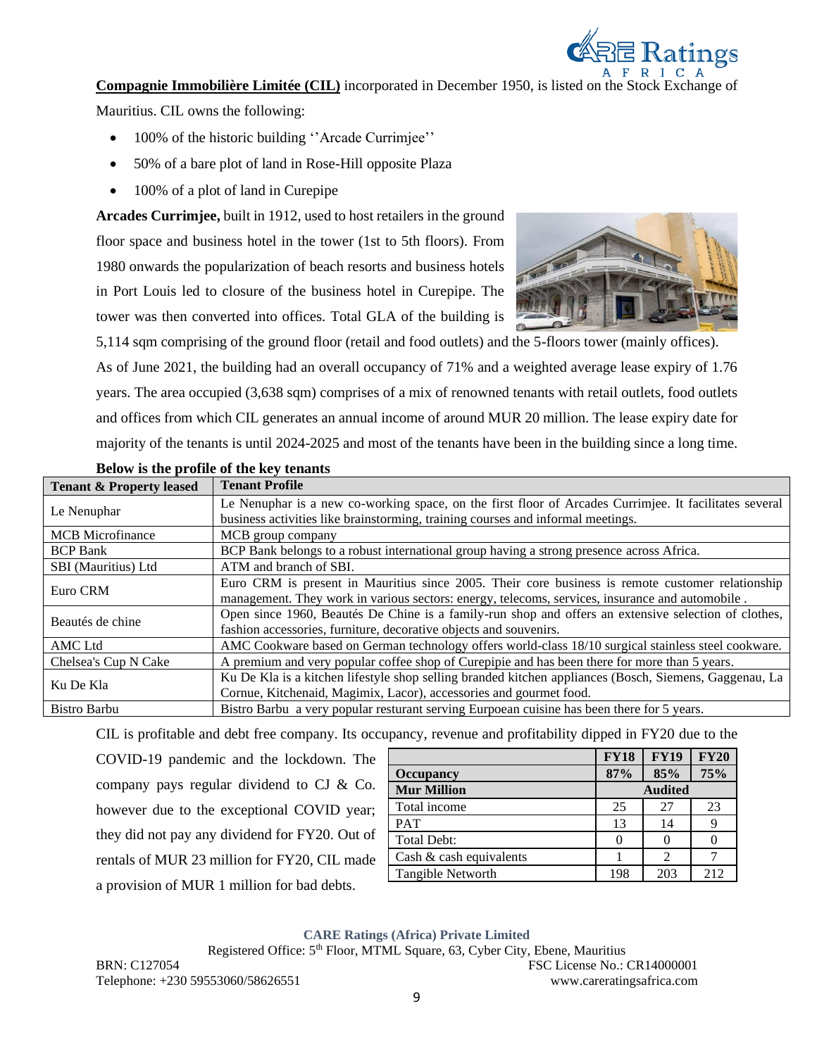**Compagnie Immobilière Limitée (CIL)** incorporated in December 1950, is listed on the Stock Exchange of Mauritius. CIL owns the following:

- 100% of the historic building ''Arcade Currimjee''
- 50% of a bare plot of land in Rose-Hill opposite Plaza
- 100% of a plot of land in Curepipe

**Arcades Currimjee,** built in 1912, used to host retailers in the ground floor space and business hotel in the tower (1st to 5th floors). From 1980 onwards the popularization of beach resorts and business hotels in Port Louis led to closure of the business hotel in Curepipe. The tower was then converted into offices. Total GLA of the building is 5,114 sqm comprising of the ground floor (retail and food outlets) and the 5-floors tower (mainly offices). As of June 2021, the building had an overall occupancy of 71% and a weighted average lease expiry of 1.76 years. The area occupied (3,638 sqm) comprises of a mix of renowned tenants with retail outlets, food outlets and offices from which CIL generates an annual income of around MUR 20 million. The lease expiry date for majority of the tenants is until 2024-2025 and most of the tenants have been in the building since a long time.

**Below is the profile of the key tenants**

| Tenant & Property leased | Tenant Profile |
|---|---|
| Le Nenuphar | Le Nenuphar is a new co-working space, on the first floor of Arcades Currimjee. It facilitates several business activities like brainstorming, training courses and informal meetings. |
| MCB Microfinance | MCB group company |
| BCP Bank | BCP Bank belongs to a robust international group having a strong presence across Africa. |
| SBI (Mauritius) Ltd | ATM and branch of SBI. |
| Euro CRM | Euro CRM is present in Mauritius since 2005. Their core business is remote customer relationship management. They work in various sectors: energy, telecoms, services, insurance and automobile . |
| Beautés de chine | Open since 1960, Beautés De Chine is a family-run shop and offers an extensive selection of clothes, fashion accessories, furniture, decorative objects and souvenirs. |
| AMC Ltd | AMC Cookware based on German technology offers world-class 18/10 surgical stainless steel cookware. |
| Chelsea's Cup N Cake | A premium and very popular coffee shop of Curepipie and has been there for more than 5 years. |
| Ku De Kla | Ku De Kla is a kitchen lifestyle shop selling branded kitchen appliances (Bosch, Siemens, Gaggenau, La Cornue, Kitchenaid, Magimix, Lacor), accessories and gourmet food. |
| Bistro Barbu | Bistro Barbu a very popular resturant serving Eurpoean cuisine has been there for 5 years. |

CIL is profitable and debt free company. Its occupancy, revenue and profitability dipped in FY20 due to the COVID-19 pandemic and the lockdown. The company pays regular dividend to CJ & Co. however due to the exceptional COVID year; they did not pay any dividend for FY20. Out of rentals of MUR 23 million for FY20, CIL made a provision of MUR 1 million for bad debts.

| | FY18 | FY19 | FY20 |
|---|---|---|---|
| **Occupancy** | **87%** | **85%** | **75%** |
| **Mur Million** | | **Audited** | |
| Total income | 25 | 27 | 23 |
| PAT | 13 | 14 | 9 |
| Total Debt: | 0 | 0 | 0 |
| Cash & cash equivalents | 1 | 2 | 7 |
| Tangible Networth | 198 | 203 | 212 |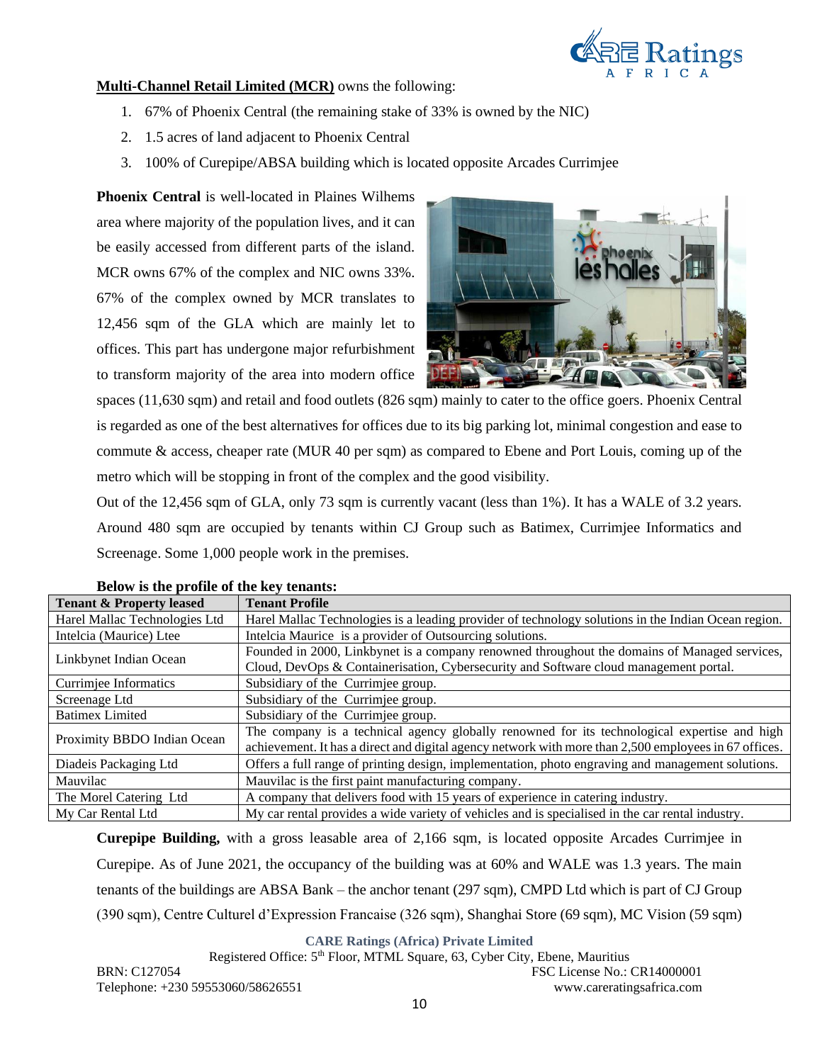**Multi-Channel Retail Limited (MCR)** owns the following:

1. 67% of Phoenix Central (the remaining stake of 33% is owned by the NIC)
2. 1.5 acres of land adjacent to Phoenix Central
3. 100% of Curepipe/ABSA building which is located opposite Arcades Currimjee

**Phoenix Central** is well-located in Plaines Wilhems area where majority of the population lives, and it can be easily accessed from different parts of the island. MCR owns 67% of the complex and NIC owns 33%. 67% of the complex owned by MCR translates to 12,456 sqm of the GLA which are mainly let to offices. This part has undergone major refurbishment to transform majority of the area into modern office spaces (11,630 sqm) and retail and food outlets (826 sqm) mainly to cater to the office goers. Phoenix Central is regarded as one of the best alternatives for offices due to its big parking lot, minimal congestion and ease to commute & access, cheaper rate (MUR 40 per sqm) as compared to Ebene and Port Louis, coming up of the metro which will be stopping in front of the complex and the good visibility.

Out of the 12,456 sqm of GLA, only 73 sqm is currently vacant (less than 1%). It has a WALE of 3.2 years. Around 480 sqm are occupied by tenants within CJ Group such as Batimex, Currimjee Informatics and Screenage. Some 1,000 people work in the premises.

**Below is the profile of the key tenants:**

| Tenant & Property leased | Tenant Profile |
|---|---|
| Harel Mallac Technologies Ltd | Harel Mallac Technologies is a leading provider of technology solutions in the Indian Ocean region. |
| Intelcia (Maurice) Ltee | Intelcia Maurice is a provider of Outsourcing solutions. |
| Linkbynet Indian Ocean | Founded in 2000, Linkbynet is a company renowned throughout the domains of Managed services, Cloud, DevOps & Containerisation, Cybersecurity and Software cloud management portal. |
| Currimjee Informatics | Subsidiary of the Currimjee group. |
| Screenage Ltd | Subsidiary of the Currimjee group. |
| Batimex Limited | Subsidiary of the Currimjee group. |
| Proximity BBDO Indian Ocean | The company is a technical agency globally renowned for its technological expertise and high achievement. It has a direct and digital agency network with more than 2,500 employees in 67 offices. |
| Diadeis Packaging Ltd | Offers a full range of printing design, implementation, photo engraving and management solutions. |
| Mauvilac | Mauvilac is the first paint manufacturing company. |
| The Morel Catering Ltd | A company that delivers food with 15 years of experience in catering industry. |
| My Car Rental Ltd | My car rental provides a wide variety of vehicles and is specialised in the car rental industry. |

**Curepipe Building,** with a gross leasable area of 2,166 sqm, is located opposite Arcades Currimjee in Curepipe. As of June 2021, the occupancy of the building was at 60% and WALE was 1.3 years. The main tenants of the buildings are ABSA Bank – the anchor tenant (297 sqm), CMPD Ltd which is part of CJ Group (390 sqm), Centre Culturel d'Expression Francaise (326 sqm), Shanghai Store (69 sqm), MC Vision (59 sqm)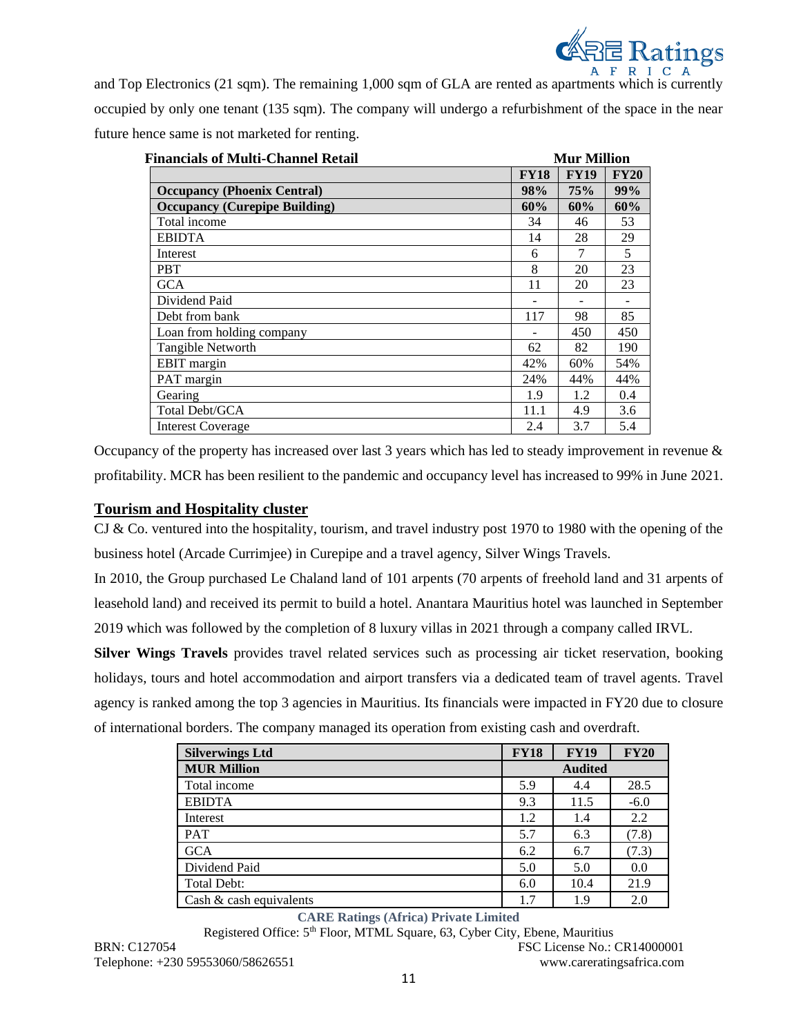and Top Electronics (21 sqm). The remaining 1,000 sqm of GLA are rented as apartments which is currently occupied by only one tenant (135 sqm). The company will undergo a refurbishment of the space in the near future hence same is not marketed for renting.

**Financials of Multi-Channel Retail** — **Mur Million**

| | FY18 | FY19 | FY20 |
|---|---|---|---|
| **Occupancy (Phoenix Central)** | **98%** | **75%** | **99%** |
| **Occupancy (Curepipe Building)** | **60%** | **60%** | **60%** |
| Total income | 34 | 46 | 53 |
| EBIDTA | 14 | 28 | 29 |
| Interest | 6 | 7 | 5 |
| PBT | 8 | 20 | 23 |
| GCA | 11 | 20 | 23 |
| Dividend Paid | - | - | - |
| Debt from bank | 117 | 98 | 85 |
| Loan from holding company | - | 450 | 450 |
| Tangible Networth | 62 | 82 | 190 |
| EBIT margin | 42% | 60% | 54% |
| PAT margin | 24% | 44% | 44% |
| Gearing | 1.9 | 1.2 | 0.4 |
| Total Debt/GCA | 11.1 | 4.9 | 3.6 |
| Interest Coverage | 2.4 | 3.7 | 5.4 |

Occupancy of the property has increased over last 3 years which has led to steady improvement in revenue & profitability. MCR has been resilient to the pandemic and occupancy level has increased to 99% in June 2021.

## Tourism and Hospitality cluster

CJ & Co. ventured into the hospitality, tourism, and travel industry post 1970 to 1980 with the opening of the business hotel (Arcade Currimjee) in Curepipe and a travel agency, Silver Wings Travels.

In 2010, the Group purchased Le Chaland land of 101 arpents (70 arpents of freehold land and 31 arpents of leasehold land) and received its permit to build a hotel. Anantara Mauritius hotel was launched in September 2019 which was followed by the completion of 8 luxury villas in 2021 through a company called IRVL.

**Silver Wings Travels** provides travel related services such as processing air ticket reservation, booking holidays, tours and hotel accommodation and airport transfers via a dedicated team of travel agents. Travel agency is ranked among the top 3 agencies in Mauritius. Its financials were impacted in FY20 due to closure of international borders. The company managed its operation from existing cash and overdraft.

| **Silverwings Ltd** | **FY18** | **FY19** | **FY20** |
|---|---|---|---|
| **MUR Million** | | **Audited** | |
| Total income | 5.9 | 4.4 | 28.5 |
| EBIDTA | 9.3 | 11.5 | -6.0 |
| Interest | 1.2 | 1.4 | 2.2 |
| PAT | 5.7 | 6.3 | (7.8) |
| GCA | 6.2 | 6.7 | (7.3) |
| Dividend Paid | 5.0 | 5.0 | 0.0 |
| Total Debt: | 6.0 | 10.4 | 21.9 |
| Cash & cash equivalents | 1.7 | 1.9 | 2.0 |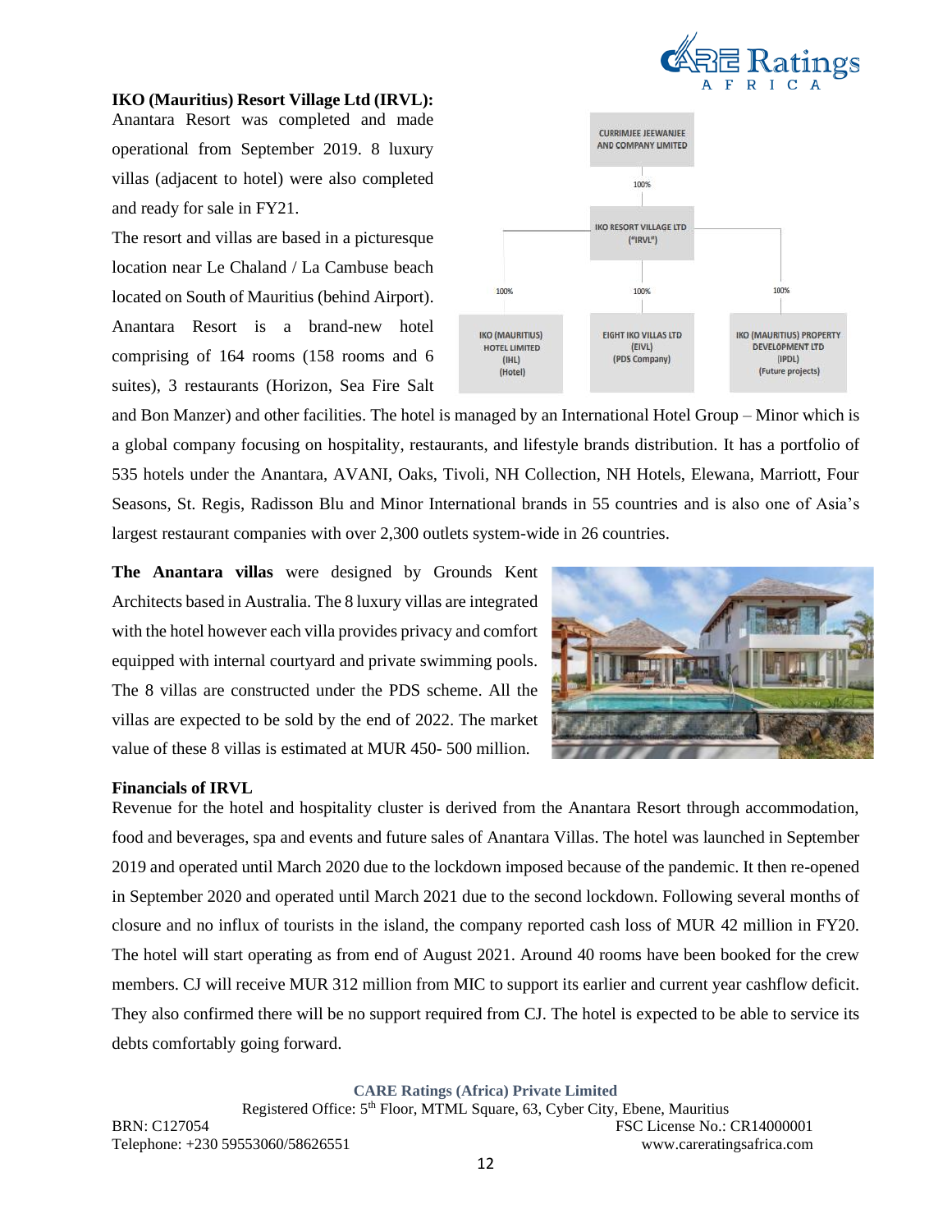**IKO (Mauritius) Resort Village Ltd (IRVL):**

Anantara Resort was completed and made operational from September 2019. 8 luxury villas (adjacent to hotel) were also completed and ready for sale in FY21.

The resort and villas are based in a picturesque location near Le Chaland / La Cambuse beach located on South of Mauritius (behind Airport). Anantara Resort is a brand-new hotel comprising of 164 rooms (158 rooms and 6 suites), 3 restaurants (Horizon, Sea Fire Salt and Bon Manzer) and other facilities. The hotel is managed by an International Hotel Group – Minor which is a global company focusing on hospitality, restaurants, and lifestyle brands distribution. It has a portfolio of 535 hotels under the Anantara, AVANI, Oaks, Tivoli, NH Collection, NH Hotels, Elewana, Marriott, Four Seasons, St. Regis, Radisson Blu and Minor International brands in 55 countries and is also one of Asia's largest restaurant companies with over 2,300 outlets system-wide in 26 countries.

CURRIMJEE JEEWANJEE AND COMPANY LIMITED
→ 100% → IKO RESORT VILLAGE LTD ("IRVL")
→ 100% → IKO (MAURITIUS) HOTEL LIMITED (IHL) (Hotel)
→ 100% → EIGHT IKO VILLAS LTD (EIVL) (PDS Company)
→ 100% → IKO (MAURITIUS) PROPERTY DEVELOPMENT LTD (IPDL) (Future projects)

**The Anantara villas** were designed by Grounds Kent Architects based in Australia. The 8 luxury villas are integrated with the hotel however each villa provides privacy and comfort equipped with internal courtyard and private swimming pools. The 8 villas are constructed under the PDS scheme. All the villas are expected to be sold by the end of 2022. The market value of these 8 villas is estimated at MUR 450- 500 million.

**Financials of IRVL**

Revenue for the hotel and hospitality cluster is derived from the Anantara Resort through accommodation, food and beverages, spa and events and future sales of Anantara Villas. The hotel was launched in September 2019 and operated until March 2020 due to the lockdown imposed because of the pandemic. It then re-opened in September 2020 and operated until March 2021 due to the second lockdown. Following several months of closure and no influx of tourists in the island, the company reported cash loss of MUR 42 million in FY20. The hotel will start operating as from end of August 2021. Around 40 rooms have been booked for the crew members. CJ will receive MUR 312 million from MIC to support its earlier and current year cashflow deficit. They also confirmed there will be no support required from CJ. The hotel is expected to be able to service its debts comfortably going forward.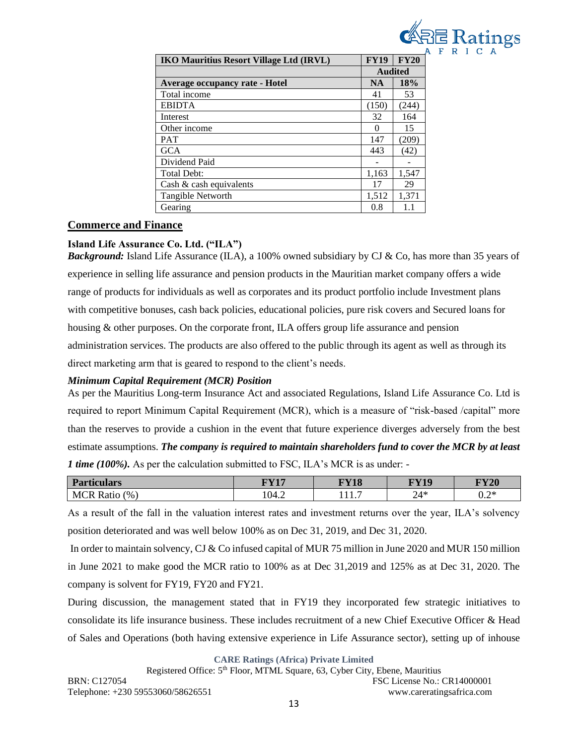| IKO Mauritius Resort Village Ltd (IRVL) | FY19 | FY20 |
|---|---|---|
| | Audited | |
| **Average occupancy rate - Hotel** | **NA** | **18%** |
| Total income | 41 | 53 |
| EBIDTA | (150) | (244) |
| Interest | 32 | 164 |
| Other income | 0 | 15 |
| PAT | 147 | (209) |
| GCA | 443 | (42) |
| Dividend Paid | - | - |
| Total Debt: | 1,163 | 1,547 |
| Cash & cash equivalents | 17 | 29 |
| Tangible Networth | 1,512 | 1,371 |
| Gearing | 0.8 | 1.1 |

## Commerce and Finance

### Island Life Assurance Co. Ltd. ("ILA")

***Background:*** Island Life Assurance (ILA), a 100% owned subsidiary by CJ & Co, has more than 35 years of experience in selling life assurance and pension products in the Mauritian market company offers a wide range of products for individuals as well as corporates and its product portfolio include Investment plans with competitive bonuses, cash back policies, educational policies, pure risk covers and Secured loans for housing & other purposes. On the corporate front, ILA offers group life assurance and pension administration services. The products are also offered to the public through its agent as well as through its direct marketing arm that is geared to respond to the client's needs.

***Minimum Capital Requirement (MCR) Position***

As per the Mauritius Long-term Insurance Act and associated Regulations, Island Life Assurance Co. Ltd is required to report Minimum Capital Requirement (MCR), which is a measure of "risk-based /capital" more than the reserves to provide a cushion in the event that future experience diverges adversely from the best estimate assumptions. ***The company is required to maintain shareholders fund to cover the MCR by at least 1 time (100%).*** As per the calculation submitted to FSC, ILA's MCR is as under: -

| Particulars | FY17 | FY18 | FY19 | FY20 |
|---|---|---|---|---|
| MCR Ratio (%) | 104.2 | 111.7 | 24* | 0.2* |

As a result of the fall in the valuation interest rates and investment returns over the year, ILA's solvency position deteriorated and was well below 100% as on Dec 31, 2019, and Dec 31, 2020.

In order to maintain solvency, CJ & Co infused capital of MUR 75 million in June 2020 and MUR 150 million in June 2021 to make good the MCR ratio to 100% as at Dec 31,2019 and 125% as at Dec 31, 2020. The company is solvent for FY19, FY20 and FY21.

During discussion, the management stated that in FY19 they incorporated few strategic initiatives to consolidate its life insurance business. These includes recruitment of a new Chief Executive Officer & Head of Sales and Operations (both having extensive experience in Life Assurance sector), setting up of inhouse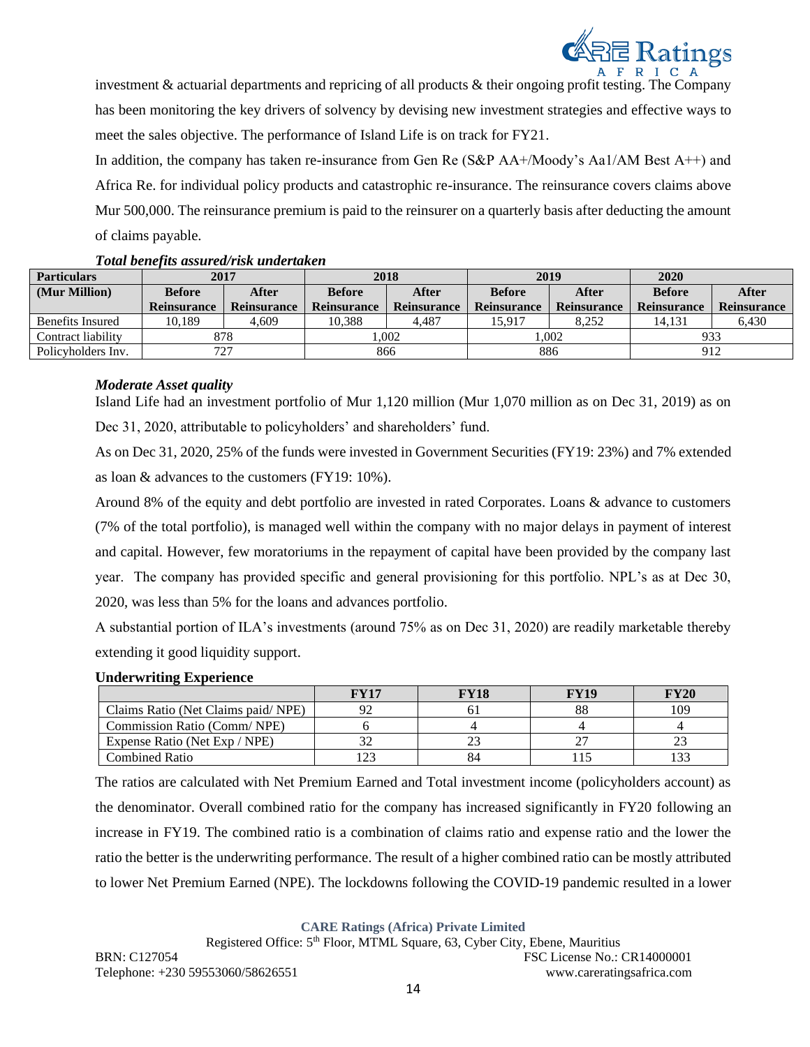investment & actuarial departments and repricing of all products & their ongoing profit testing. The Company has been monitoring the key drivers of solvency by devising new investment strategies and effective ways to meet the sales objective. The performance of Island Life is on track for FY21.

In addition, the company has taken re-insurance from Gen Re (S&P AA+/Moody's Aa1/AM Best A++) and Africa Re. for individual policy products and catastrophic re-insurance. The reinsurance covers claims above Mur 500,000. The reinsurance premium is paid to the reinsurer on a quarterly basis after deducting the amount of claims payable.

***Total benefits assured/risk undertaken***

| **Particulars** | **2017** | | **2018** | | **2019** | | **2020** | |
|---|---|---|---|---|---|---|---|---|
| **(Mur Million)** | **Before Reinsurance** | **After Reinsurance** | **Before Reinsurance** | **After Reinsurance** | **Before Reinsurance** | **After Reinsurance** | **Before Reinsurance** | **After Reinsurance** |
| Benefits Insured | 10,189 | 4,609 | 10,388 | 4,487 | 15,917 | 8,252 | 14,131 | 6,430 |
| Contract liability | 878 | | 1,002 | | 1,002 | | 933 | |
| Policyholders Inv. | 727 | | 866 | | 886 | | 912 | |

***Moderate Asset quality***

Island Life had an investment portfolio of Mur 1,120 million (Mur 1,070 million as on Dec 31, 2019) as on Dec 31, 2020, attributable to policyholders' and shareholders' fund.

As on Dec 31, 2020, 25% of the funds were invested in Government Securities (FY19: 23%) and 7% extended as loan & advances to the customers (FY19: 10%).

Around 8% of the equity and debt portfolio are invested in rated Corporates. Loans & advance to customers (7% of the total portfolio), is managed well within the company with no major delays in payment of interest and capital. However, few moratoriums in the repayment of capital have been provided by the company last year. The company has provided specific and general provisioning for this portfolio. NPL's as at Dec 30, 2020, was less than 5% for the loans and advances portfolio.

A substantial portion of ILA's investments (around 75% as on Dec 31, 2020) are readily marketable thereby extending it good liquidity support.

**Underwriting Experience**

| | **FY17** | **FY18** | **FY19** | **FY20** |
|---|---|---|---|---|
| Claims Ratio (Net Claims paid/ NPE) | 92 | 61 | 88 | 109 |
| Commission Ratio (Comm/ NPE) | 6 | 4 | 4 | 4 |
| Expense Ratio (Net Exp / NPE) | 32 | 23 | 27 | 23 |
| Combined Ratio | 123 | 84 | 115 | 133 |

The ratios are calculated with Net Premium Earned and Total investment income (policyholders account) as the denominator. Overall combined ratio for the company has increased significantly in FY20 following an increase in FY19. The combined ratio is a combination of claims ratio and expense ratio and the lower the ratio the better is the underwriting performance. The result of a higher combined ratio can be mostly attributed to lower Net Premium Earned (NPE). The lockdowns following the COVID-19 pandemic resulted in a lower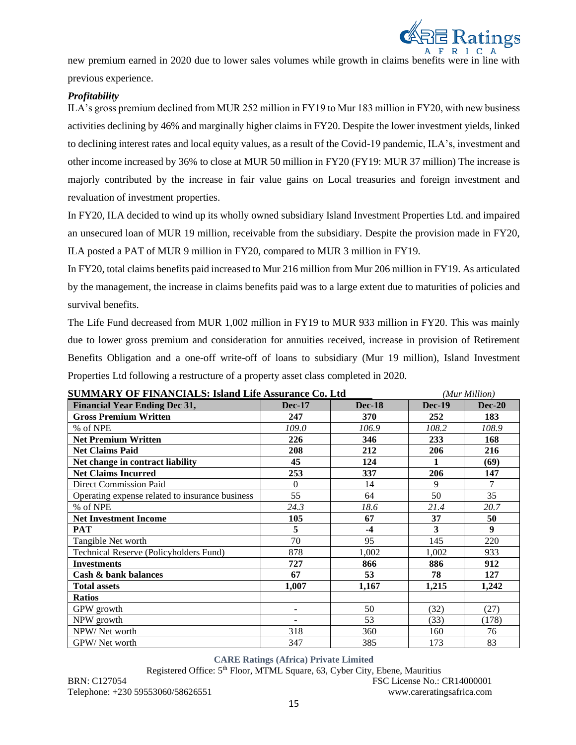new premium earned in 2020 due to lower sales volumes while growth in claims benefits were in line with previous experience.

***Profitability***

ILA's gross premium declined from MUR 252 million in FY19 to Mur 183 million in FY20, with new business activities declining by 46% and marginally higher claims in FY20. Despite the lower investment yields, linked to declining interest rates and local equity values, as a result of the Covid-19 pandemic, ILA's, investment and other income increased by 36% to close at MUR 50 million in FY20 (FY19: MUR 37 million) The increase is majorly contributed by the increase in fair value gains on Local treasuries and foreign investment and revaluation of investment properties.

In FY20, ILA decided to wind up its wholly owned subsidiary Island Investment Properties Ltd. and impaired an unsecured loan of MUR 19 million, receivable from the subsidiary. Despite the provision made in FY20, ILA posted a PAT of MUR 9 million in FY20, compared to MUR 3 million in FY19.

In FY20, total claims benefits paid increased to Mur 216 million from Mur 206 million in FY19. As articulated by the management, the increase in claims benefits paid was to a large extent due to maturities of policies and survival benefits.

The Life Fund decreased from MUR 1,002 million in FY19 to MUR 933 million in FY20. This was mainly due to lower gross premium and consideration for annuities received, increase in provision of Retirement Benefits Obligation and a one-off write-off of loans to subsidiary (Mur 19 million), Island Investment Properties Ltd following a restructure of a property asset class completed in 2020.

**SUMMARY OF FINANCIALS: Island Life Assurance Co. Ltd** *(Mur Million)*

| **Financial Year Ending Dec 31,** | **Dec-17** | **Dec-18** | **Dec-19** | **Dec-20** |
|---|---|---|---|---|
| **Gross Premium Written** | **247** | **370** | **252** | **183** |
| % of NPE | *109.0* | *106.9* | *108.2* | *108.9* |
| **Net Premium Written** | **226** | **346** | **233** | **168** |
| **Net Claims Paid** | **208** | **212** | **206** | **216** |
| **Net change in contract liability** | **45** | **124** | **1** | **(69)** |
| **Net Claims Incurred** | **253** | **337** | **206** | **147** |
| Direct Commission Paid | 0 | 14 | 9 | 7 |
| Operating expense related to insurance business | 55 | 64 | 50 | 35 |
| % of NPE | *24.3* | *18.6* | *21.4* | *20.7* |
| **Net Investment Income** | **105** | **67** | **37** | **50** |
| **PAT** | **5** | **-4** | **3** | **9** |
| Tangible Net worth | 70 | 95 | 145 | 220 |
| Technical Reserve (Policyholders Fund) | 878 | 1,002 | 1,002 | 933 |
| **Investments** | **727** | **866** | **886** | **912** |
| **Cash & bank balances** | **67** | **53** | **78** | **127** |
| **Total assets** | **1,007** | **1,167** | **1,215** | **1,242** |
| **Ratios** | | | | |
| GPW growth | - | 50 | (32) | (27) |
| NPW growth | - | 53 | (33) | (178) |
| NPW/ Net worth | 318 | 360 | 160 | 76 |
| GPW/ Net worth | 347 | 385 | 173 | 83 |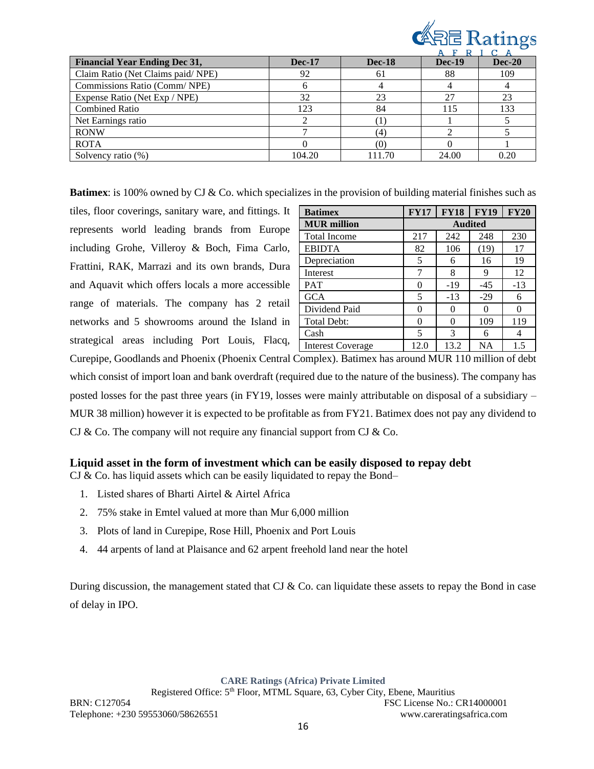| Financial Year Ending Dec 31, | Dec-17 | Dec-18 | Dec-19 | Dec-20 |
|---|---|---|---|---|
| Claim Ratio (Net Claims paid/ NPE) | 92 | 61 | 88 | 109 |
| Commissions Ratio (Comm/ NPE) | 6 | 4 | 4 | 4 |
| Expense Ratio (Net Exp / NPE) | 32 | 23 | 27 | 23 |
| Combined Ratio | 123 | 84 | 115 | 133 |
| Net Earnings ratio | 2 | (1) | 1 | 5 |
| RONW | 7 | (4) | 2 | 5 |
| ROTA | 0 | (0) | 0 | 1 |
| Solvency ratio (%) | 104.20 | 111.70 | 24.00 | 0.20 |

**Batimex**: is 100% owned by CJ & Co. which specializes in the provision of building material finishes such as tiles, floor coverings, sanitary ware, and fittings. It represents world leading brands from Europe including Grohe, Villeroy & Boch, Fima Carlo, Frattini, RAK, Marrazi and its own brands, Dura and Aquavit which offers locals a more accessible range of materials. The company has 2 retail networks and 5 showrooms around the Island in strategical areas including Port Louis, Flacq, Curepipe, Goodlands and Phoenix (Phoenix Central Complex). Batimex has around MUR 110 million of debt which consist of import loan and bank overdraft (required due to the nature of the business). The company has posted losses for the past three years (in FY19, losses were mainly attributable on disposal of a subsidiary – MUR 38 million) however it is expected to be profitable as from FY21. Batimex does not pay any dividend to CJ & Co. The company will not require any financial support from CJ & Co.

| Batimex | FY17 | FY18 | FY19 | FY20 |
|---|---|---|---|---|
| MUR million | Audited | | | |
| Total Income | 217 | 242 | 248 | 230 |
| EBIDTA | 82 | 106 | (19) | 17 |
| Depreciation | 5 | 6 | 16 | 19 |
| Interest | 7 | 8 | 9 | 12 |
| PAT | 0 | -19 | -45 | -13 |
| GCA | 5 | -13 | -29 | 6 |
| Dividend Paid | 0 | 0 | 0 | 0 |
| Total Debt: | 0 | 0 | 109 | 119 |
| Cash | 5 | 3 | 6 | 4 |
| Interest Coverage | 12.0 | 13.2 | NA | 1.5 |

### Liquid asset in the form of investment which can be easily disposed to repay debt

CJ & Co. has liquid assets which can be easily liquidated to repay the Bond–

1. Listed shares of Bharti Airtel & Airtel Africa
2. 75% stake in Emtel valued at more than Mur 6,000 million
3. Plots of land in Curepipe, Rose Hill, Phoenix and Port Louis
4. 44 arpents of land at Plaisance and 62 arpent freehold land near the hotel

During discussion, the management stated that CJ & Co. can liquidate these assets to repay the Bond in case of delay in IPO.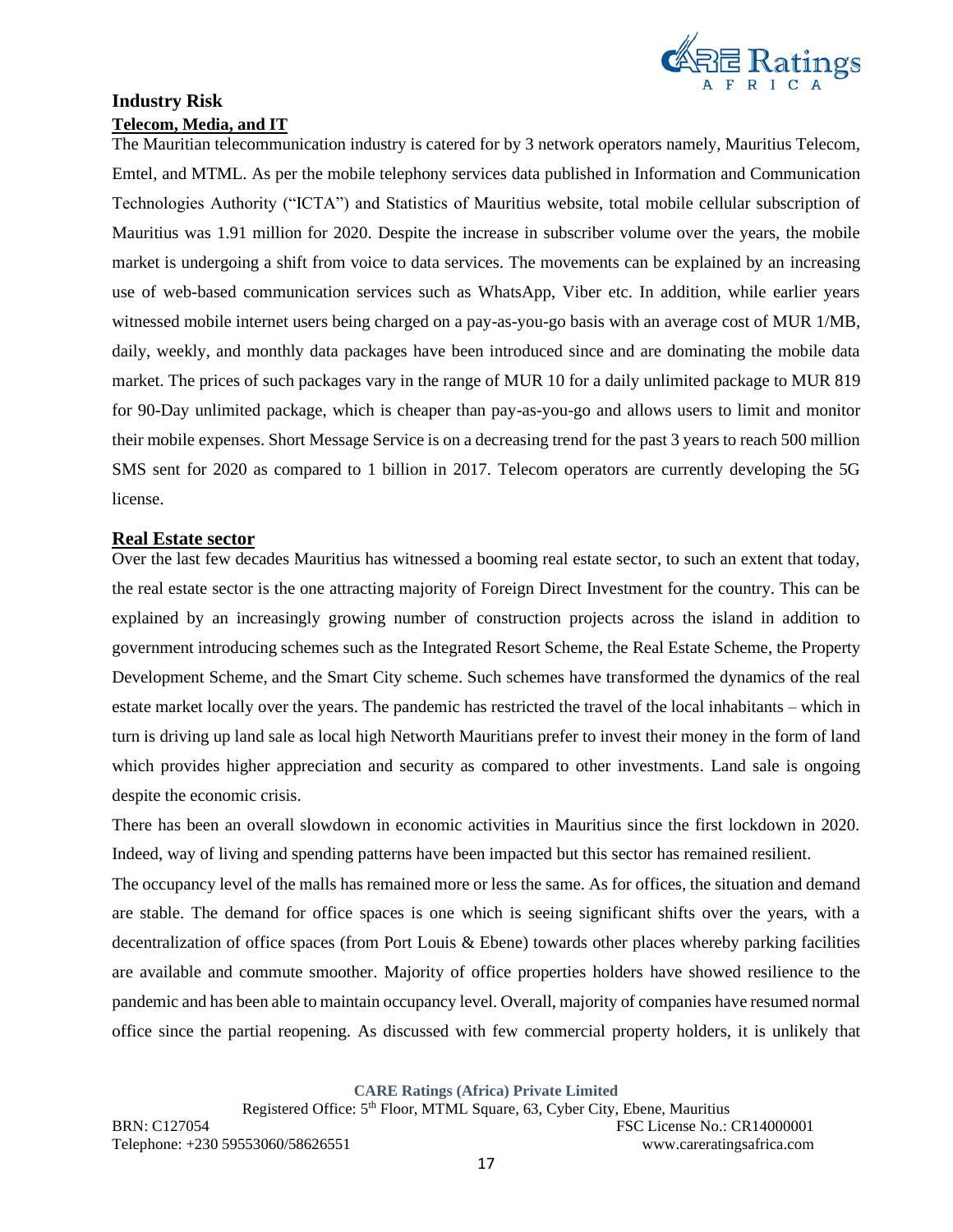## Industry Risk

### Telecom, Media, and IT

The Mauritian telecommunication industry is catered for by 3 network operators namely, Mauritius Telecom, Emtel, and MTML. As per the mobile telephony services data published in Information and Communication Technologies Authority ("ICTA") and Statistics of Mauritius website, total mobile cellular subscription of Mauritius was 1.91 million for 2020. Despite the increase in subscriber volume over the years, the mobile market is undergoing a shift from voice to data services. The movements can be explained by an increasing use of web-based communication services such as WhatsApp, Viber etc. In addition, while earlier years witnessed mobile internet users being charged on a pay-as-you-go basis with an average cost of MUR 1/MB, daily, weekly, and monthly data packages have been introduced since and are dominating the mobile data market. The prices of such packages vary in the range of MUR 10 for a daily unlimited package to MUR 819 for 90-Day unlimited package, which is cheaper than pay-as-you-go and allows users to limit and monitor their mobile expenses. Short Message Service is on a decreasing trend for the past 3 years to reach 500 million SMS sent for 2020 as compared to 1 billion in 2017. Telecom operators are currently developing the 5G license.

### Real Estate sector

Over the last few decades Mauritius has witnessed a booming real estate sector, to such an extent that today, the real estate sector is the one attracting majority of Foreign Direct Investment for the country. This can be explained by an increasingly growing number of construction projects across the island in addition to government introducing schemes such as the Integrated Resort Scheme, the Real Estate Scheme, the Property Development Scheme, and the Smart City scheme. Such schemes have transformed the dynamics of the real estate market locally over the years. The pandemic has restricted the travel of the local inhabitants – which in turn is driving up land sale as local high Networth Mauritians prefer to invest their money in the form of land which provides higher appreciation and security as compared to other investments. Land sale is ongoing despite the economic crisis.

There has been an overall slowdown in economic activities in Mauritius since the first lockdown in 2020. Indeed, way of living and spending patterns have been impacted but this sector has remained resilient.

The occupancy level of the malls has remained more or less the same. As for offices, the situation and demand are stable. The demand for office spaces is one which is seeing significant shifts over the years, with a decentralization of office spaces (from Port Louis & Ebene) towards other places whereby parking facilities are available and commute smoother. Majority of office properties holders have showed resilience to the pandemic and has been able to maintain occupancy level. Overall, majority of companies have resumed normal office since the partial reopening. As discussed with few commercial property holders, it is unlikely that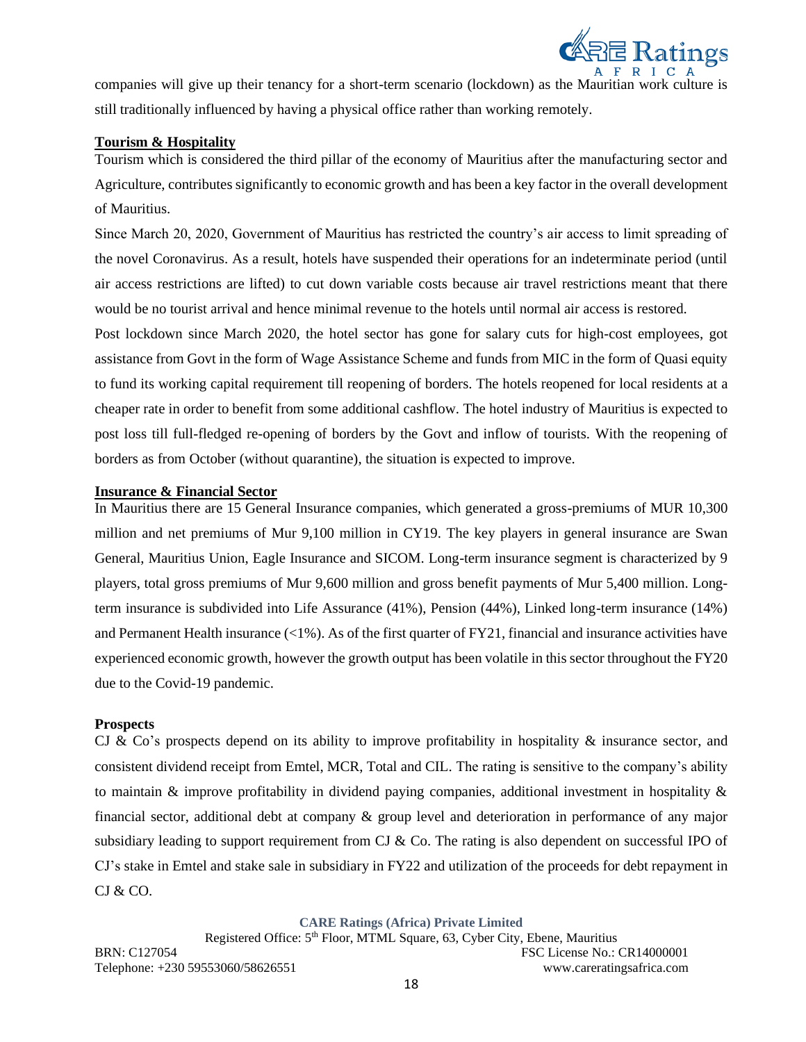companies will give up their tenancy for a short-term scenario (lockdown) as the Mauritian work culture is still traditionally influenced by having a physical office rather than working remotely.

**Tourism & Hospitality**

Tourism which is considered the third pillar of the economy of Mauritius after the manufacturing sector and Agriculture, contributes significantly to economic growth and has been a key factor in the overall development of Mauritius.

Since March 20, 2020, Government of Mauritius has restricted the country's air access to limit spreading of the novel Coronavirus. As a result, hotels have suspended their operations for an indeterminate period (until air access restrictions are lifted) to cut down variable costs because air travel restrictions meant that there would be no tourist arrival and hence minimal revenue to the hotels until normal air access is restored.

Post lockdown since March 2020, the hotel sector has gone for salary cuts for high-cost employees, got assistance from Govt in the form of Wage Assistance Scheme and funds from MIC in the form of Quasi equity to fund its working capital requirement till reopening of borders. The hotels reopened for local residents at a cheaper rate in order to benefit from some additional cashflow. The hotel industry of Mauritius is expected to post loss till full-fledged re-opening of borders by the Govt and inflow of tourists. With the reopening of borders as from October (without quarantine), the situation is expected to improve.

**Insurance & Financial Sector**

In Mauritius there are 15 General Insurance companies, which generated a gross-premiums of MUR 10,300 million and net premiums of Mur 9,100 million in CY19. The key players in general insurance are Swan General, Mauritius Union, Eagle Insurance and SICOM. Long-term insurance segment is characterized by 9 players, total gross premiums of Mur 9,600 million and gross benefit payments of Mur 5,400 million. Long-term insurance is subdivided into Life Assurance (41%), Pension (44%), Linked long-term insurance (14%) and Permanent Health insurance (<1%). As of the first quarter of FY21, financial and insurance activities have experienced economic growth, however the growth output has been volatile in this sector throughout the FY20 due to the Covid-19 pandemic.

**Prospects**

CJ & Co's prospects depend on its ability to improve profitability in hospitality & insurance sector, and consistent dividend receipt from Emtel, MCR, Total and CIL. The rating is sensitive to the company's ability to maintain & improve profitability in dividend paying companies, additional investment in hospitality & financial sector, additional debt at company & group level and deterioration in performance of any major subsidiary leading to support requirement from CJ & Co. The rating is also dependent on successful IPO of CJ's stake in Emtel and stake sale in subsidiary in FY22 and utilization of the proceeds for debt repayment in CJ & CO.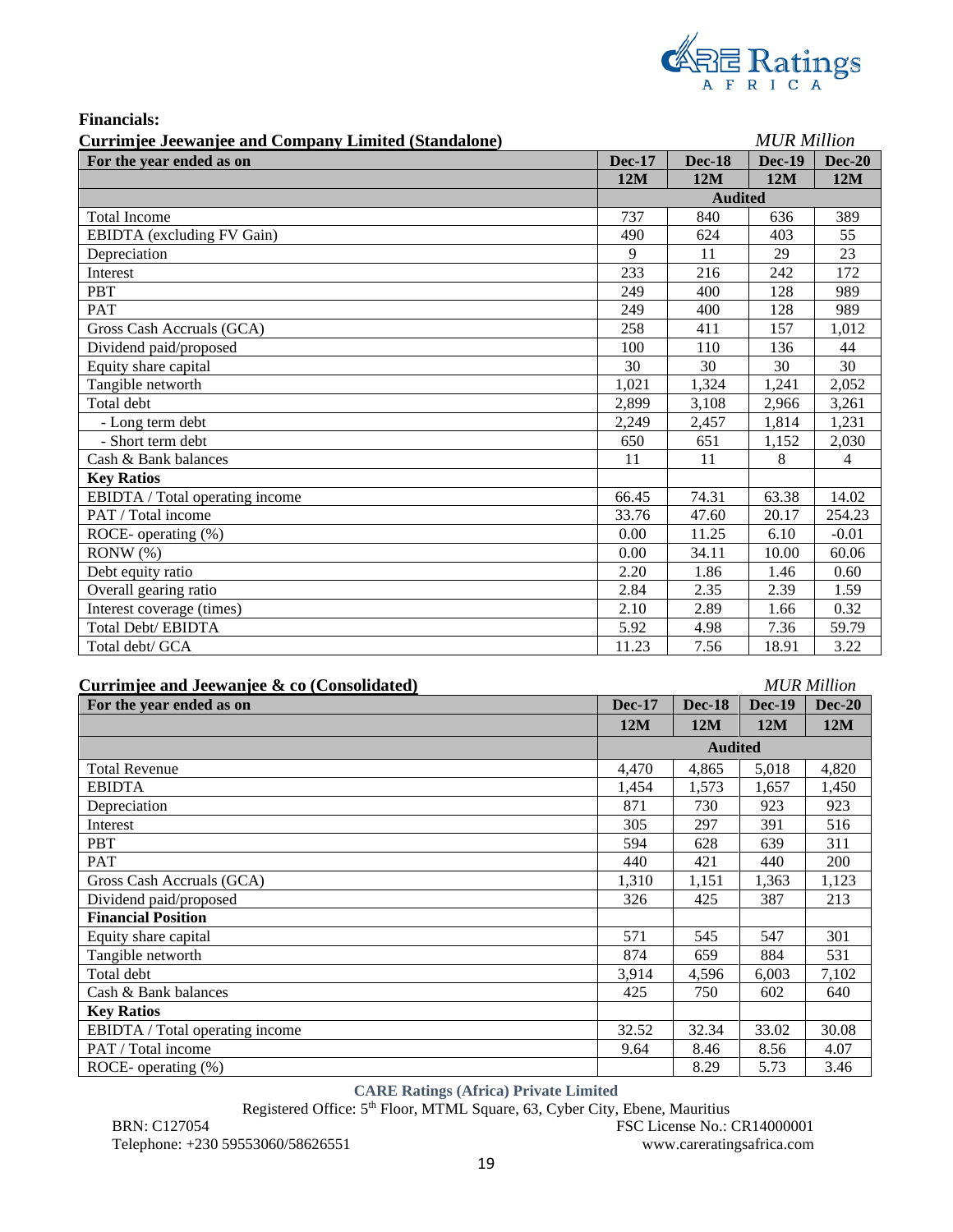**Financials:**

**Currimjee Jeewanjee and Company Limited (Standalone)** *MUR Million*

| For the year ended as on | Dec-17 | Dec-18 | Dec-19 | Dec-20 |
|---|---|---|---|---|
| | 12M | 12M | 12M | 12M |
| | Audited | | | |
| Total Income | 737 | 840 | 636 | 389 |
| EBIDTA (excluding FV Gain) | 490 | 624 | 403 | 55 |
| Depreciation | 9 | 11 | 29 | 23 |
| Interest | 233 | 216 | 242 | 172 |
| PBT | 249 | 400 | 128 | 989 |
| PAT | 249 | 400 | 128 | 989 |
| Gross Cash Accruals (GCA) | 258 | 411 | 157 | 1,012 |
| Dividend paid/proposed | 100 | 110 | 136 | 44 |
| Equity share capital | 30 | 30 | 30 | 30 |
| Tangible networth | 1,021 | 1,324 | 1,241 | 2,052 |
| Total debt | 2,899 | 3,108 | 2,966 | 3,261 |
| - Long term debt | 2,249 | 2,457 | 1,814 | 1,231 |
| - Short term debt | 650 | 651 | 1,152 | 2,030 |
| Cash & Bank balances | 11 | 11 | 8 | 4 |
| **Key Ratios** | | | | |
| EBIDTA / Total operating income | 66.45 | 74.31 | 63.38 | 14.02 |
| PAT / Total income | 33.76 | 47.60 | 20.17 | 254.23 |
| ROCE- operating (%) | 0.00 | 11.25 | 6.10 | -0.01 |
| RONW (%) | 0.00 | 34.11 | 10.00 | 60.06 |
| Debt equity ratio | 2.20 | 1.86 | 1.46 | 0.60 |
| Overall gearing ratio | 2.84 | 2.35 | 2.39 | 1.59 |
| Interest coverage (times) | 2.10 | 2.89 | 1.66 | 0.32 |
| Total Debt/ EBIDTA | 5.92 | 4.98 | 7.36 | 59.79 |
| Total debt/ GCA | 11.23 | 7.56 | 18.91 | 3.22 |

**Currimjee and Jeewanjee & co (Consolidated)** *MUR Million*

| For the year ended as on | Dec-17 | Dec-18 | Dec-19 | Dec-20 |
|---|---|---|---|---|
| | 12M | 12M | 12M | 12M |
| | Audited | | | |
| Total Revenue | 4,470 | 4,865 | 5,018 | 4,820 |
| EBIDTA | 1,454 | 1,573 | 1,657 | 1,450 |
| Depreciation | 871 | 730 | 923 | 923 |
| Interest | 305 | 297 | 391 | 516 |
| PBT | 594 | 628 | 639 | 311 |
| PAT | 440 | 421 | 440 | 200 |
| Gross Cash Accruals (GCA) | 1,310 | 1,151 | 1,363 | 1,123 |
| Dividend paid/proposed | 326 | 425 | 387 | 213 |
| **Financial Position** | | | | |
| Equity share capital | 571 | 545 | 547 | 301 |
| Tangible networth | 874 | 659 | 884 | 531 |
| Total debt | 3,914 | 4,596 | 6,003 | 7,102 |
| Cash & Bank balances | 425 | 750 | 602 | 640 |
| **Key Ratios** | | | | |
| EBIDTA / Total operating income | 32.52 | 32.34 | 33.02 | 30.08 |
| PAT / Total income | 9.64 | 8.46 | 8.56 | 4.07 |
| ROCE- operating (%) | | 8.29 | 5.73 | 3.46 |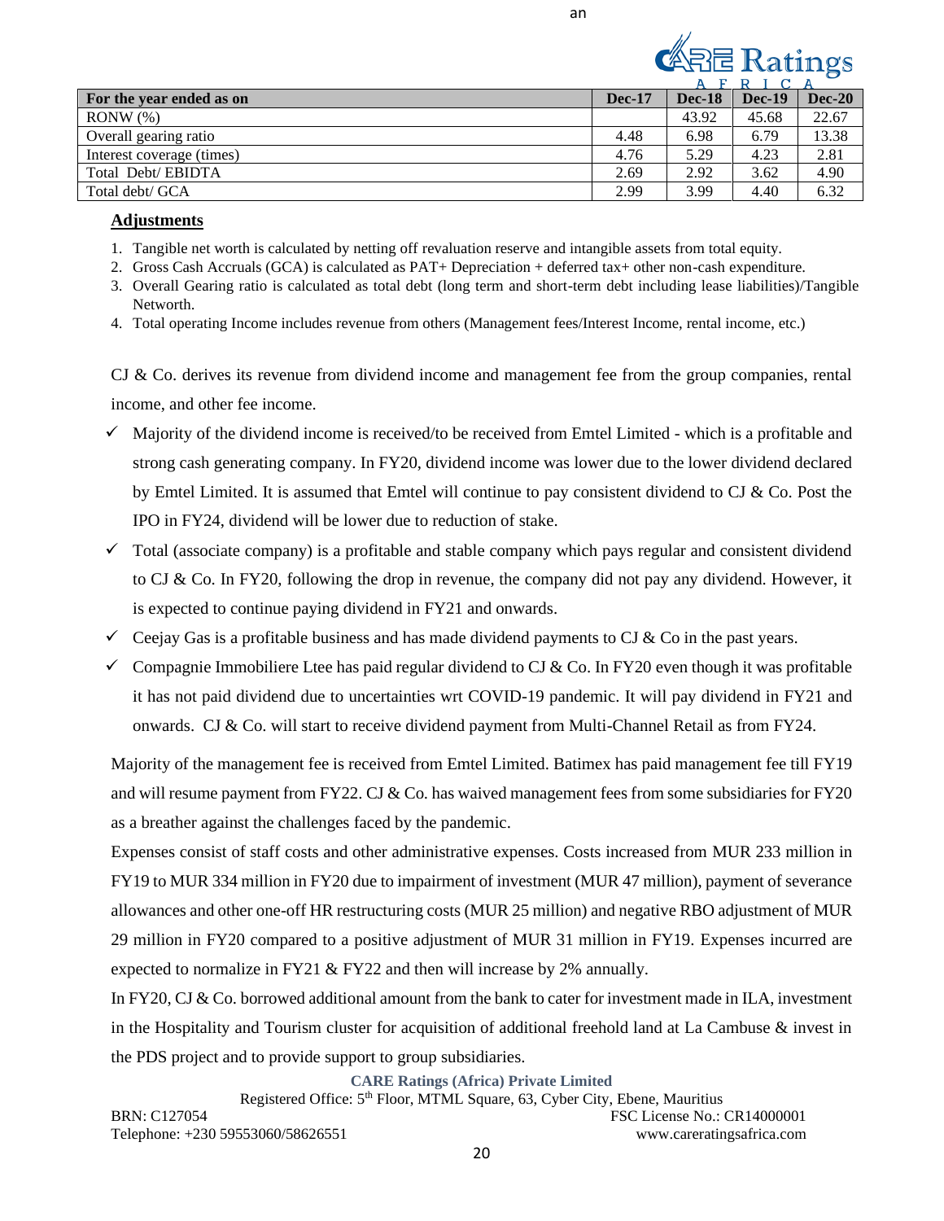| For the year ended as on | Dec-17 | Dec-18 | Dec-19 | Dec-20 |
|---|---|---|---|---|
| RONW (%) | | 43.92 | 45.68 | 22.67 |
| Overall gearing ratio | 4.48 | 6.98 | 6.79 | 13.38 |
| Interest coverage (times) | 4.76 | 5.29 | 4.23 | 2.81 |
| Total Debt/ EBIDTA | 2.69 | 2.92 | 3.62 | 4.90 |
| Total debt/ GCA | 2.99 | 3.99 | 4.40 | 6.32 |

**Adjustments**

1. Tangible net worth is calculated by netting off revaluation reserve and intangible assets from total equity.
2. Gross Cash Accruals (GCA) is calculated as PAT+ Depreciation + deferred tax+ other non-cash expenditure.
3. Overall Gearing ratio is calculated as total debt (long term and short-term debt including lease liabilities)/Tangible Networth.
4. Total operating Income includes revenue from others (Management fees/Interest Income, rental income, etc.)

CJ & Co. derives its revenue from dividend income and management fee from the group companies, rental income, and other fee income.

- ✓ Majority of the dividend income is received/to be received from Emtel Limited - which is a profitable and strong cash generating company. In FY20, dividend income was lower due to the lower dividend declared by Emtel Limited. It is assumed that Emtel will continue to pay consistent dividend to CJ & Co. Post the IPO in FY24, dividend will be lower due to reduction of stake.
- ✓ Total (associate company) is a profitable and stable company which pays regular and consistent dividend to CJ & Co. In FY20, following the drop in revenue, the company did not pay any dividend. However, it is expected to continue paying dividend in FY21 and onwards.
- ✓ Ceejay Gas is a profitable business and has made dividend payments to CJ & Co in the past years.
- ✓ Compagnie Immobiliere Ltee has paid regular dividend to CJ & Co. In FY20 even though it was profitable it has not paid dividend due to uncertainties wrt COVID-19 pandemic. It will pay dividend in FY21 and onwards. CJ & Co. will start to receive dividend payment from Multi-Channel Retail as from FY24.

Majority of the management fee is received from Emtel Limited. Batimex has paid management fee till FY19 and will resume payment from FY22. CJ & Co. has waived management fees from some subsidiaries for FY20 as a breather against the challenges faced by the pandemic.

Expenses consist of staff costs and other administrative expenses. Costs increased from MUR 233 million in FY19 to MUR 334 million in FY20 due to impairment of investment (MUR 47 million), payment of severance allowances and other one-off HR restructuring costs (MUR 25 million) and negative RBO adjustment of MUR 29 million in FY20 compared to a positive adjustment of MUR 31 million in FY19. Expenses incurred are expected to normalize in FY21 & FY22 and then will increase by 2% annually.

In FY20, CJ & Co. borrowed additional amount from the bank to cater for investment made in ILA, investment in the Hospitality and Tourism cluster for acquisition of additional freehold land at La Cambuse & invest in the PDS project and to provide support to group subsidiaries.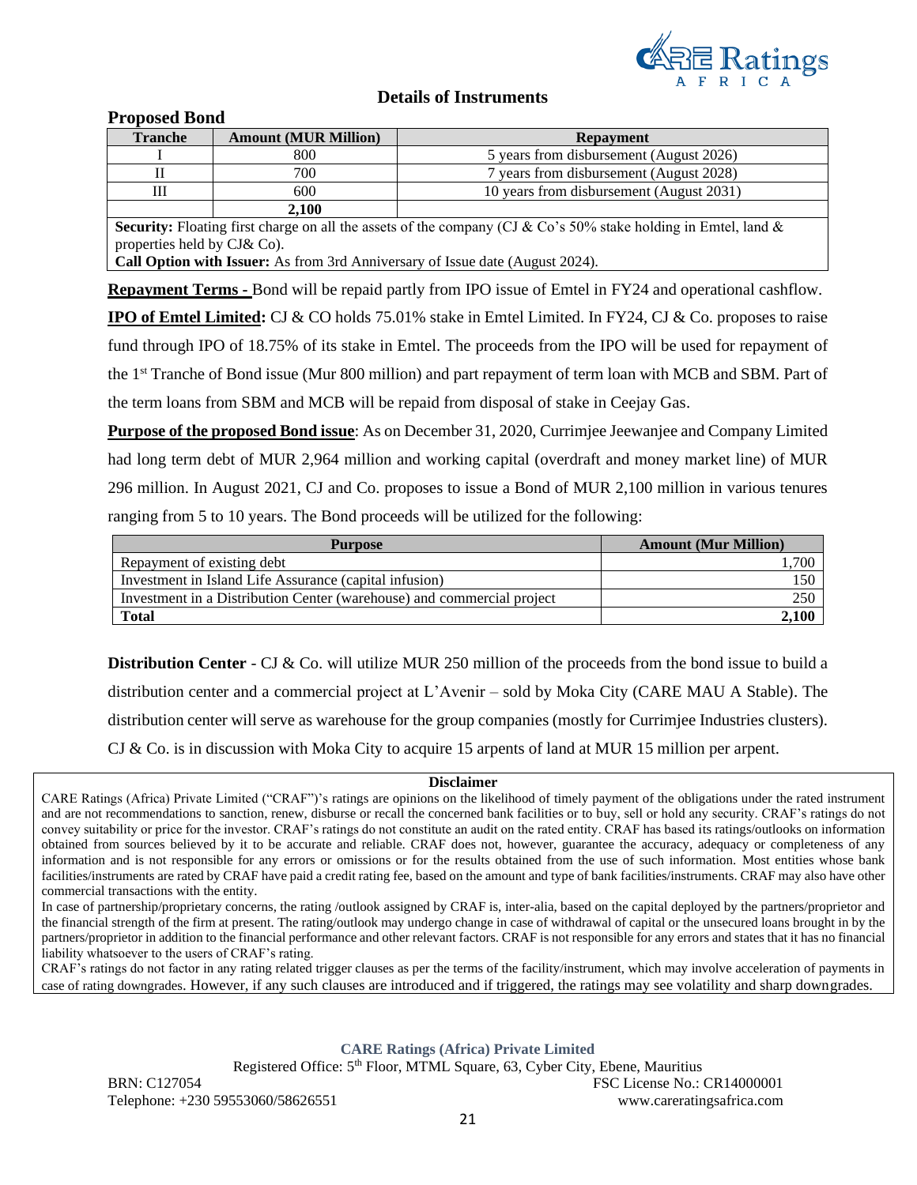## Details of Instruments

### Proposed Bond

| Tranche | Amount (MUR Million) | Repayment |
|---|---|---|
| I | 800 | 5 years from disbursement (August 2026) |
| II | 700 | 7 years from disbursement (August 2028) |
| III | 600 | 10 years from disbursement (August 2031) |
| | **2,100** | |

**Security:** Floating first charge on all the assets of the company (CJ & Co's 50% stake holding in Emtel, land & properties held by CJ& Co).

**Call Option with Issuer:** As from 3rd Anniversary of Issue date (August 2024).

**Repayment Terms -** Bond will be repaid partly from IPO issue of Emtel in FY24 and operational cashflow.

**IPO of Emtel Limited:** CJ & CO holds 75.01% stake in Emtel Limited. In FY24, CJ & Co. proposes to raise fund through IPO of 18.75% of its stake in Emtel. The proceeds from the IPO will be used for repayment of the 1st Tranche of Bond issue (Mur 800 million) and part repayment of term loan with MCB and SBM. Part of the term loans from SBM and MCB will be repaid from disposal of stake in Ceejay Gas.

**Purpose of the proposed Bond issue**: As on December 31, 2020, Currimjee Jeewanjee and Company Limited had long term debt of MUR 2,964 million and working capital (overdraft and money market line) of MUR 296 million. In August 2021, CJ and Co. proposes to issue a Bond of MUR 2,100 million in various tenures ranging from 5 to 10 years. The Bond proceeds will be utilized for the following:

| Purpose | Amount (Mur Million) |
|---|---|
| Repayment of existing debt | 1,700 |
| Investment in Island Life Assurance (capital infusion) | 150 |
| Investment in a Distribution Center (warehouse) and commercial project | 250 |
| **Total** | **2,100** |

**Distribution Center** - CJ & Co. will utilize MUR 250 million of the proceeds from the bond issue to build a distribution center and a commercial project at L'Avenir – sold by Moka City (CARE MAU A Stable). The distribution center will serve as warehouse for the group companies (mostly for Currimjee Industries clusters). CJ & Co. is in discussion with Moka City to acquire 15 arpents of land at MUR 15 million per arpent.

**Disclaimer**

CARE Ratings (Africa) Private Limited ("CRAF")'s ratings are opinions on the likelihood of timely payment of the obligations under the rated instrument and are not recommendations to sanction, renew, disburse or recall the concerned bank facilities or to buy, sell or hold any security. CRAF's ratings do not convey suitability or price for the investor. CRAF's ratings do not constitute an audit on the rated entity. CRAF has based its ratings/outlooks on information obtained from sources believed by it to be accurate and reliable. CRAF does not, however, guarantee the accuracy, adequacy or completeness of any information and is not responsible for any errors or omissions or for the results obtained from the use of such information. Most entities whose bank facilities/instruments are rated by CRAF have paid a credit rating fee, based on the amount and type of bank facilities/instruments. CRAF may also have other commercial transactions with the entity.

In case of partnership/proprietary concerns, the rating /outlook assigned by CRAF is, inter-alia, based on the capital deployed by the partners/proprietor and the financial strength of the firm at present. The rating/outlook may undergo change in case of withdrawal of capital or the unsecured loans brought in by the partners/proprietor in addition to the financial performance and other relevant factors. CRAF is not responsible for any errors and states that it has no financial liability whatsoever to the users of CRAF's rating.

CRAF's ratings do not factor in any rating related trigger clauses as per the terms of the facility/instrument, which may involve acceleration of payments in case of rating downgrades. However, if any such clauses are introduced and if triggered, the ratings may see volatility and sharp downgrades.

**CARE Ratings (Africa) Private Limited**
Registered Office: 5th Floor, MTML Square, 63, Cyber City, Ebene, Mauritius
BRN: C127054 FSC License No.: CR14000001
Telephone: +230 59553060/58626551 www.careratingsafrica.com